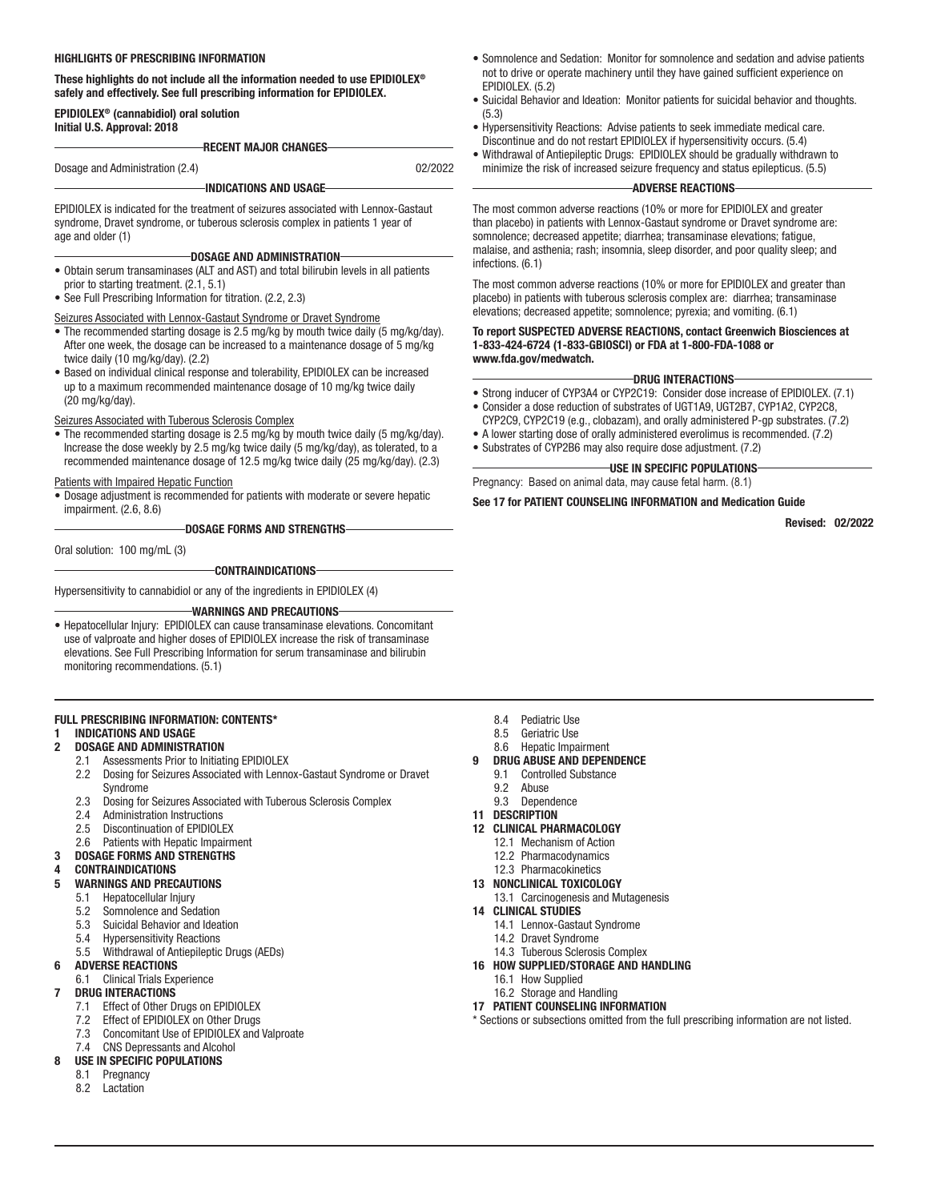**HIGHLIGHTS OF PRESCRIBING INFORMATION**

**These highlights do not include all the information needed to use EPIDIOLEX® safely and effectively. See full prescribing information for EPIDIOLEX.**

**EPIDIOLEX® (cannabidiol) oral solution**
**Initial U.S. Approval: 2018**

**RECENT MAJOR CHANGES**

Dosage and Administration (2.4) 02/2022

**INDICATIONS AND USAGE**

EPIDIOLEX is indicated for the treatment of seizures associated with Lennox-Gastaut syndrome, Dravet syndrome, or tuberous sclerosis complex in patients 1 year of age and older (1)

**DOSAGE AND ADMINISTRATION**

- Obtain serum transaminases (ALT and AST) and total bilirubin levels in all patients prior to starting treatment. (2.1, 5.1)
- See Full Prescribing Information for titration. (2.2, 2.3)

Seizures Associated with Lennox-Gastaut Syndrome or Dravet Syndrome

- The recommended starting dosage is 2.5 mg/kg by mouth twice daily (5 mg/kg/day). After one week, the dosage can be increased to a maintenance dosage of 5 mg/kg twice daily (10 mg/kg/day). (2.2)
- Based on individual clinical response and tolerability, EPIDIOLEX can be increased up to a maximum recommended maintenance dosage of 10 mg/kg twice daily (20 mg/kg/day).

Seizures Associated with Tuberous Sclerosis Complex

- The recommended starting dosage is 2.5 mg/kg by mouth twice daily (5 mg/kg/day). Increase the dose weekly by 2.5 mg/kg twice daily (5 mg/kg/day), as tolerated, to a recommended maintenance dosage of 12.5 mg/kg twice daily (25 mg/kg/day). (2.3)

Patients with Impaired Hepatic Function

- Dosage adjustment is recommended for patients with moderate or severe hepatic impairment. (2.6, 8.6)

**DOSAGE FORMS AND STRENGTHS**

Oral solution: 100 mg/mL (3)

**CONTRAINDICATIONS**

Hypersensitivity to cannabidiol or any of the ingredients in EPIDIOLEX (4)

**WARNINGS AND PRECAUTIONS**

- Hepatocellular Injury: EPIDIOLEX can cause transaminase elevations. Concomitant use of valproate and higher doses of EPIDIOLEX increase the risk of transaminase elevations. See Full Prescribing Information for serum transaminase and bilirubin monitoring recommendations. (5.1)
- Somnolence and Sedation: Monitor for somnolence and sedation and advise patients not to drive or operate machinery until they have gained sufficient experience on EPIDIOLEX. (5.2)
- Suicidal Behavior and Ideation: Monitor patients for suicidal behavior and thoughts. (5.3)
- Hypersensitivity Reactions: Advise patients to seek immediate medical care. Discontinue and do not restart EPIDIOLEX if hypersensitivity occurs. (5.4)
- Withdrawal of Antiepileptic Drugs: EPIDIOLEX should be gradually withdrawn to minimize the risk of increased seizure frequency and status epilepticus. (5.5)

**ADVERSE REACTIONS**

The most common adverse reactions (10% or more for EPIDIOLEX and greater than placebo) in patients with Lennox-Gastaut syndrome or Dravet syndrome are: somnolence; decreased appetite; diarrhea; transaminase elevations; fatigue, malaise, and asthenia; rash; insomnia, sleep disorder, and poor quality sleep; and infections. (6.1)

The most common adverse reactions (10% or more for EPIDIOLEX and greater than placebo) in patients with tuberous sclerosis complex are: diarrhea; transaminase elevations; decreased appetite; somnolence; pyrexia; and vomiting. (6.1)

**To report SUSPECTED ADVERSE REACTIONS, contact Greenwich Biosciences at 1-833-424-6724 (1-833-GBIOSCI) or FDA at 1-800-FDA-1088 or www.fda.gov/medwatch.**

**DRUG INTERACTIONS**

- Strong inducer of CYP3A4 or CYP2C19: Consider dose increase of EPIDIOLEX. (7.1)
- Consider a dose reduction of substrates of UGT1A9, UGT2B7, CYP1A2, CYP2C8, CYP2C9, CYP2C19 (e.g., clobazam), and orally administered P-gp substrates. (7.2)
- A lower starting dose of orally administered everolimus is recommended. (7.2)
- Substrates of CYP2B6 may also require dose adjustment. (7.2)

**USE IN SPECIFIC POPULATIONS**

Pregnancy: Based on animal data, may cause fetal harm. (8.1)

**See 17 for PATIENT COUNSELING INFORMATION and Medication Guide**

**Revised: 02/2022**

**FULL PRESCRIBING INFORMATION: CONTENTS***

**1 INDICATIONS AND USAGE**
**2 DOSAGE AND ADMINISTRATION**
- 2.1 Assessments Prior to Initiating EPIDIOLEX
- 2.2 Dosing for Seizures Associated with Lennox-Gastaut Syndrome or Dravet Syndrome
- 2.3 Dosing for Seizures Associated with Tuberous Sclerosis Complex
- 2.4 Administration Instructions
- 2.5 Discontinuation of EPIDIOLEX
- 2.6 Patients with Hepatic Impairment

**3 DOSAGE FORMS AND STRENGTHS**
**4 CONTRAINDICATIONS**
**5 WARNINGS AND PRECAUTIONS**
- 5.1 Hepatocellular Injury
- 5.2 Somnolence and Sedation
- 5.3 Suicidal Behavior and Ideation
- 5.4 Hypersensitivity Reactions
- 5.5 Withdrawal of Antiepileptic Drugs (AEDs)

**6 ADVERSE REACTIONS**
- 6.1 Clinical Trials Experience

**7 DRUG INTERACTIONS**
- 7.1 Effect of Other Drugs on EPIDIOLEX
- 7.2 Effect of EPIDIOLEX on Other Drugs
- 7.3 Concomitant Use of EPIDIOLEX and Valproate
- 7.4 CNS Depressants and Alcohol

**8 USE IN SPECIFIC POPULATIONS**
- 8.1 Pregnancy
- 8.2 Lactation
- 8.4 Pediatric Use
- 8.5 Geriatric Use
- 8.6 Hepatic Impairment

**9 DRUG ABUSE AND DEPENDENCE**
- 9.1 Controlled Substance
- 9.2 Abuse
- 9.3 Dependence

**11 DESCRIPTION**
**12 CLINICAL PHARMACOLOGY**
- 12.1 Mechanism of Action
- 12.2 Pharmacodynamics
- 12.3 Pharmacokinetics

**13 NONCLINICAL TOXICOLOGY**
- 13.1 Carcinogenesis and Mutagenesis

**14 CLINICAL STUDIES**
- 14.1 Lennox-Gastaut Syndrome
- 14.2 Dravet Syndrome
- 14.3 Tuberous Sclerosis Complex

**16 HOW SUPPLIED/STORAGE AND HANDLING**
- 16.1 How Supplied
- 16.2 Storage and Handling

**17 PATIENT COUNSELING INFORMATION**

\* Sections or subsections omitted from the full prescribing information are not listed.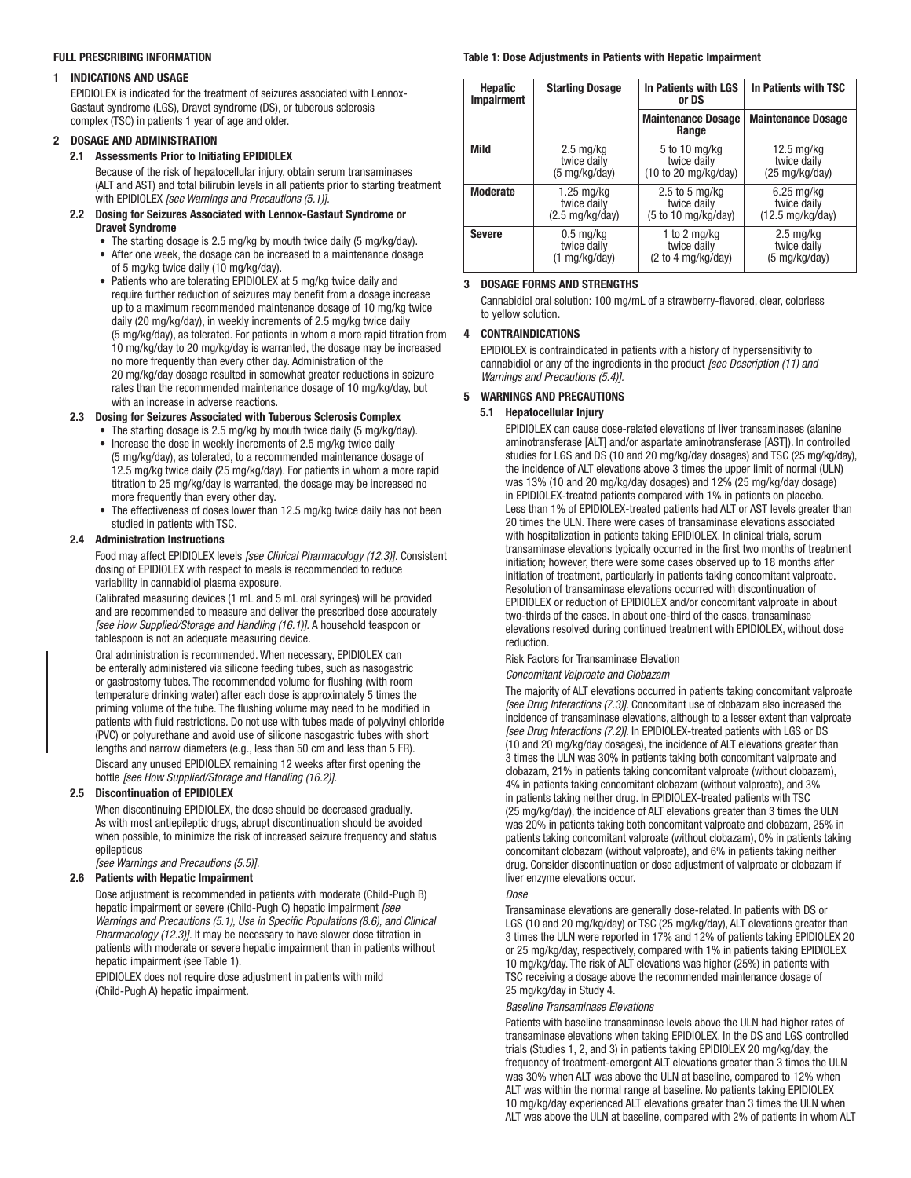## FULL PRESCRIBING INFORMATION

### 1 INDICATIONS AND USAGE

EPIDIOLEX is indicated for the treatment of seizures associated with Lennox-Gastaut syndrome (LGS), Dravet syndrome (DS), or tuberous sclerosis complex (TSC) in patients 1 year of age and older.

### 2 DOSAGE AND ADMINISTRATION

#### 2.1 Assessments Prior to Initiating EPIDIOLEX

Because of the risk of hepatocellular injury, obtain serum transaminases (ALT and AST) and total bilirubin levels in all patients prior to starting treatment with EPIDIOLEX *[see Warnings and Precautions (5.1)]*.

#### 2.2 Dosing for Seizures Associated with Lennox-Gastaut Syndrome or Dravet Syndrome

- The starting dosage is 2.5 mg/kg by mouth twice daily (5 mg/kg/day).
- After one week, the dosage can be increased to a maintenance dosage of 5 mg/kg twice daily (10 mg/kg/day).
- Patients who are tolerating EPIDIOLEX at 5 mg/kg twice daily and require further reduction of seizures may benefit from a dosage increase up to a maximum recommended maintenance dosage of 10 mg/kg twice daily (20 mg/kg/day), in weekly increments of 2.5 mg/kg twice daily (5 mg/kg/day), as tolerated. For patients in whom a more rapid titration from 10 mg/kg/day to 20 mg/kg/day is warranted, the dosage may be increased no more frequently than every other day. Administration of the 20 mg/kg/day dosage resulted in somewhat greater reductions in seizure rates than the recommended maintenance dosage of 10 mg/kg/day, but with an increase in adverse reactions.

#### 2.3 Dosing for Seizures Associated with Tuberous Sclerosis Complex

- The starting dosage is 2.5 mg/kg by mouth twice daily (5 mg/kg/day).
- Increase the dose in weekly increments of 2.5 mg/kg twice daily (5 mg/kg/day), as tolerated, to a recommended maintenance dosage of 12.5 mg/kg twice daily (25 mg/kg/day). For patients in whom a more rapid titration to 25 mg/kg/day is warranted, the dosage may be increased no more frequently than every other day.
- The effectiveness of doses lower than 12.5 mg/kg twice daily has not been studied in patients with TSC.

#### 2.4 Administration Instructions

Food may affect EPIDIOLEX levels *[see Clinical Pharmacology (12.3)]*. Consistent dosing of EPIDIOLEX with respect to meals is recommended to reduce variability in cannabidiol plasma exposure.

Calibrated measuring devices (1 mL and 5 mL oral syringes) will be provided and are recommended to measure and deliver the prescribed dose accurately *[see How Supplied/Storage and Handling (16.1)]*. A household teaspoon or tablespoon is not an adequate measuring device.

Oral administration is recommended. When necessary, EPIDIOLEX can be enterally administered via silicone feeding tubes, such as nasogastric or gastrostomy tubes. The recommended volume for flushing (with room temperature drinking water) after each dose is approximately 5 times the priming volume of the tube. The flushing volume may need to be modified in patients with fluid restrictions. Do not use with tubes made of polyvinyl chloride (PVC) or polyurethane and avoid use of silicone nasogastric tubes with short lengths and narrow diameters (e.g., less than 50 cm and less than 5 FR).

Discard any unused EPIDIOLEX remaining 12 weeks after first opening the bottle *[see How Supplied/Storage and Handling (16.2)]*.

#### 2.5 Discontinuation of EPIDIOLEX

When discontinuing EPIDIOLEX, the dose should be decreased gradually. As with most antiepileptic drugs, abrupt discontinuation should be avoided when possible, to minimize the risk of increased seizure frequency and status epilepticus

*[see Warnings and Precautions (5.5)]*.

#### 2.6 Patients with Hepatic Impairment

Dose adjustment is recommended in patients with moderate (Child-Pugh B) hepatic impairment or severe (Child-Pugh C) hepatic impairment *[see Warnings and Precautions (5.1), Use in Specific Populations (8.6), and Clinical Pharmacology (12.3)]*. It may be necessary to have slower dose titration in patients with moderate or severe hepatic impairment than in patients without hepatic impairment (see Table 1).

EPIDIOLEX does not require dose adjustment in patients with mild (Child-Pugh A) hepatic impairment.

**Table 1: Dose Adjustments in Patients with Hepatic Impairment**

| Hepatic Impairment | Starting Dosage | In Patients with LGS or DS | In Patients with TSC |
|---|---|---|---|
| | | **Maintenance Dosage Range** | **Maintenance Dosage** |
| **Mild** | 2.5 mg/kg twice daily (5 mg/kg/day) | 5 to 10 mg/kg twice daily (10 to 20 mg/kg/day) | 12.5 mg/kg twice daily (25 mg/kg/day) |
| **Moderate** | 1.25 mg/kg twice daily (2.5 mg/kg/day) | 2.5 to 5 mg/kg twice daily (5 to 10 mg/kg/day) | 6.25 mg/kg twice daily (12.5 mg/kg/day) |
| **Severe** | 0.5 mg/kg twice daily (1 mg/kg/day) | 1 to 2 mg/kg twice daily (2 to 4 mg/kg/day) | 2.5 mg/kg twice daily (5 mg/kg/day) |

### 3 DOSAGE FORMS AND STRENGTHS

Cannabidiol oral solution: 100 mg/mL of a strawberry-flavored, clear, colorless to yellow solution.

### 4 CONTRAINDICATIONS

EPIDIOLEX is contraindicated in patients with a history of hypersensitivity to cannabidiol or any of the ingredients in the product *[see Description (11) and Warnings and Precautions (5.4)]*.

### 5 WARNINGS AND PRECAUTIONS

#### 5.1 Hepatocellular Injury

EPIDIOLEX can cause dose-related elevations of liver transaminases (alanine aminotransferase [ALT] and/or aspartate aminotransferase [AST]). In controlled studies for LGS and DS (10 and 20 mg/kg/day dosages) and TSC (25 mg/kg/day), the incidence of ALT elevations above 3 times the upper limit of normal (ULN) was 13% (10 and 20 mg/kg/day dosages) and 12% (25 mg/kg/day dosage) in EPIDIOLEX-treated patients compared with 1% in patients on placebo. Less than 1% of EPIDIOLEX-treated patients had ALT or AST levels greater than 20 times the ULN. There were cases of transaminase elevations associated with hospitalization in patients taking EPIDIOLEX. In clinical trials, serum transaminase elevations typically occurred in the first two months of treatment initiation; however, there were some cases observed up to 18 months after initiation of treatment, particularly in patients taking concomitant valproate. Resolution of transaminase elevations occurred with discontinuation of EPIDIOLEX or reduction of EPIDIOLEX and/or concomitant valproate in about two-thirds of the cases. In about one-third of the cases, transaminase elevations resolved during continued treatment with EPIDIOLEX, without dose reduction.

Risk Factors for Transaminase Elevation

*Concomitant Valproate and Clobazam*

The majority of ALT elevations occurred in patients taking concomitant valproate *[see Drug Interactions (7.3)]*. Concomitant use of clobazam also increased the incidence of transaminase elevations, although to a lesser extent than valproate *[see Drug Interactions (7.2)]*. In EPIDIOLEX-treated patients with LGS or DS (10 and 20 mg/kg/day dosages), the incidence of ALT elevations greater than 3 times the ULN was 30% in patients taking both concomitant valproate and clobazam, 21% in patients taking concomitant valproate (without clobazam), 4% in patients taking concomitant clobazam (without valproate), and 3% in patients taking neither drug. In EPIDIOLEX-treated patients with TSC (25 mg/kg/day), the incidence of ALT elevations greater than 3 times the ULN was 20% in patients taking both concomitant valproate and clobazam, 25% in patients taking concomitant valproate (without clobazam), 0% in patients taking concomitant clobazam (without valproate), and 6% in patients taking neither drug. Consider discontinuation or dose adjustment of valproate or clobazam if liver enzyme elevations occur.

*Dose*

Transaminase elevations are generally dose-related. In patients with DS or LGS (10 and 20 mg/kg/day) or TSC (25 mg/kg/day), ALT elevations greater than 3 times the ULN were reported in 17% and 12% of patients taking EPIDIOLEX 20 or 25 mg/kg/day, respectively, compared with 1% in patients taking EPIDIOLEX 10 mg/kg/day. The risk of ALT elevations was higher (25%) in patients with TSC receiving a dosage above the recommended maintenance dosage of 25 mg/kg/day in Study 4.

*Baseline Transaminase Elevations*

Patients with baseline transaminase levels above the ULN had higher rates of transaminase elevations when taking EPIDIOLEX. In the DS and LGS controlled trials (Studies 1, 2, and 3) in patients taking EPIDIOLEX 20 mg/kg/day, the frequency of treatment-emergent ALT elevations greater than 3 times the ULN was 30% when ALT was above the ULN at baseline, compared to 12% when ALT was within the normal range at baseline. No patients taking EPIDIOLEX 10 mg/kg/day experienced ALT elevations greater than 3 times the ULN when ALT was above the ULN at baseline, compared with 2% of patients in whom ALT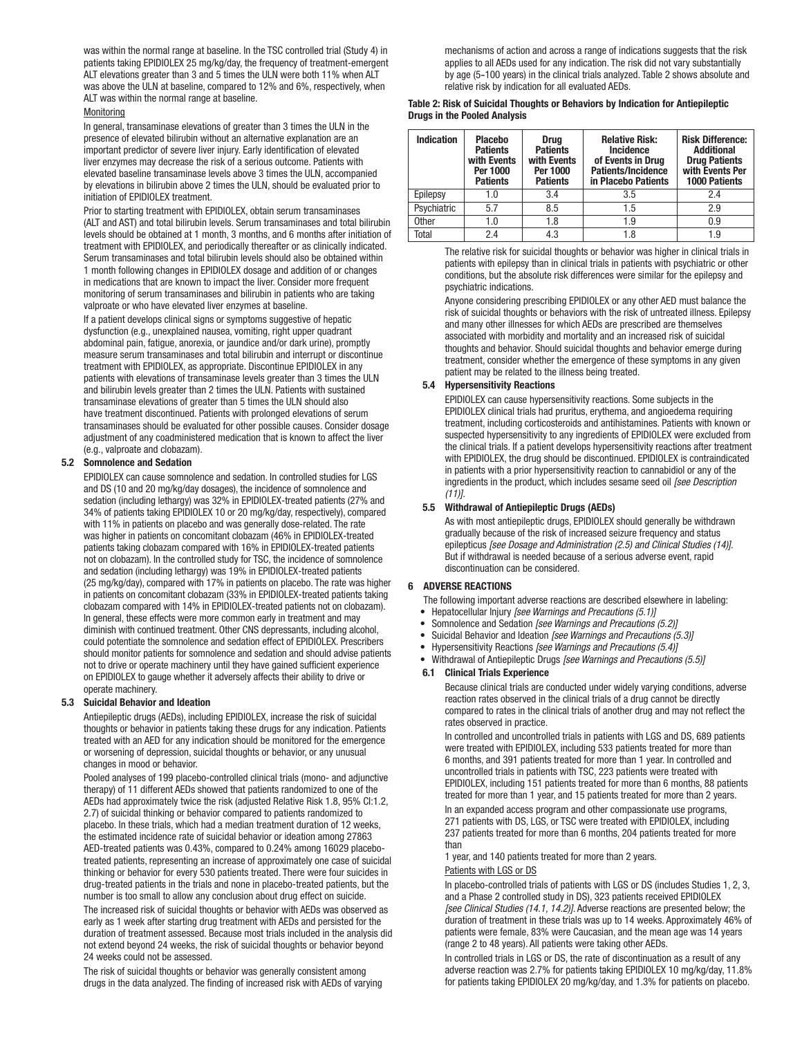was within the normal range at baseline. In the TSC controlled trial (Study 4) in patients taking EPIDIOLEX 25 mg/kg/day, the frequency of treatment-emergent ALT elevations greater than 3 and 5 times the ULN were both 11% when ALT was above the ULN at baseline, compared to 12% and 6%, respectively, when ALT was within the normal range at baseline.

Monitoring

In general, transaminase elevations of greater than 3 times the ULN in the presence of elevated bilirubin without an alternative explanation are an important predictor of severe liver injury. Early identification of elevated liver enzymes may decrease the risk of a serious outcome. Patients with elevated baseline transaminase levels above 3 times the ULN, accompanied by elevations in bilirubin above 2 times the ULN, should be evaluated prior to initiation of EPIDIOLEX treatment.

Prior to starting treatment with EPIDIOLEX, obtain serum transaminases (ALT and AST) and total bilirubin levels. Serum transaminases and total bilirubin levels should be obtained at 1 month, 3 months, and 6 months after initiation of treatment with EPIDIOLEX, and periodically thereafter or as clinically indicated. Serum transaminases and total bilirubin levels should also be obtained within 1 month following changes in EPIDIOLEX dosage and addition of or changes in medications that are known to impact the liver. Consider more frequent monitoring of serum transaminases and bilirubin in patients who are taking valproate or who have elevated liver enzymes at baseline.

If a patient develops clinical signs or symptoms suggestive of hepatic dysfunction (e.g., unexplained nausea, vomiting, right upper quadrant abdominal pain, fatigue, anorexia, or jaundice and/or dark urine), promptly measure serum transaminases and total bilirubin and interrupt or discontinue treatment with EPIDIOLEX, as appropriate. Discontinue EPIDIOLEX in any patients with elevations of transaminase levels greater than 3 times the ULN and bilirubin levels greater than 2 times the ULN. Patients with sustained transaminase elevations of greater than 5 times the ULN should also have treatment discontinued. Patients with prolonged elevations of serum transaminases should be evaluated for other possible causes. Consider dosage adjustment of any coadministered medication that is known to affect the liver (e.g., valproate and clobazam).

### 5.2 Somnolence and Sedation

EPIDIOLEX can cause somnolence and sedation. In controlled studies for LGS and DS (10 and 20 mg/kg/day dosages), the incidence of somnolence and sedation (including lethargy) was 32% in EPIDIOLEX-treated patients (27% and 34% of patients taking EPIDIOLEX 10 or 20 mg/kg/day, respectively), compared with 11% in patients on placebo and was generally dose-related. The rate was higher in patients on concomitant clobazam (46% in EPIDIOLEX-treated patients taking clobazam compared with 16% in EPIDIOLEX-treated patients not on clobazam). In the controlled study for TSC, the incidence of somnolence and sedation (including lethargy) was 19% in EPIDIOLEX-treated patients (25 mg/kg/day), compared with 17% in patients on placebo. The rate was higher in patients on concomitant clobazam (33% in EPIDIOLEX-treated patients taking clobazam compared with 14% in EPIDIOLEX-treated patients not on clobazam). In general, these effects were more common early in treatment and may diminish with continued treatment. Other CNS depressants, including alcohol, could potentiate the somnolence and sedation effect of EPIDIOLEX. Prescribers should monitor patients for somnolence and sedation and should advise patients not to drive or operate machinery until they have gained sufficient experience on EPIDIOLEX to gauge whether it adversely affects their ability to drive or operate machinery.

### 5.3 Suicidal Behavior and Ideation

Antiepileptic drugs (AEDs), including EPIDIOLEX, increase the risk of suicidal thoughts or behavior in patients taking these drugs for any indication. Patients treated with an AED for any indication should be monitored for the emergence or worsening of depression, suicidal thoughts or behavior, or any unusual changes in mood or behavior.

Pooled analyses of 199 placebo-controlled clinical trials (mono- and adjunctive therapy) of 11 different AEDs showed that patients randomized to one of the AEDs had approximately twice the risk (adjusted Relative Risk 1.8, 95% CI:1.2, 2.7) of suicidal thinking or behavior compared to patients randomized to placebo. In these trials, which had a median treatment duration of 12 weeks, the estimated incidence rate of suicidal behavior or ideation among 27863 AED-treated patients was 0.43%, compared to 0.24% among 16029 placebo-treated patients, representing an increase of approximately one case of suicidal thinking or behavior for every 530 patients treated. There were four suicides in drug-treated patients in the trials and none in placebo-treated patients, but the number is too small to allow any conclusion about drug effect on suicide.

The increased risk of suicidal thoughts or behavior with AEDs was observed as early as 1 week after starting drug treatment with AEDs and persisted for the duration of treatment assessed. Because most trials included in the analysis did not extend beyond 24 weeks, the risk of suicidal thoughts or behavior beyond 24 weeks could not be assessed.

The risk of suicidal thoughts or behavior was generally consistent among drugs in the data analyzed. The finding of increased risk with AEDs of varying mechanisms of action and across a range of indications suggests that the risk applies to all AEDs used for any indication. The risk did not vary substantially by age (5-100 years) in the clinical trials analyzed. Table 2 shows absolute and relative risk by indication for all evaluated AEDs.

**Table 2: Risk of Suicidal Thoughts or Behaviors by Indication for Antiepileptic Drugs in the Pooled Analysis**

| Indication | Placebo Patients with Events Per 1000 Patients | Drug Patients with Events Per 1000 Patients | Relative Risk: Incidence of Events in Drug Patients/Incidence in Placebo Patients | Risk Difference: Additional Drug Patients with Events Per 1000 Patients |
|---|---|---|---|---|
| Epilepsy | 1.0 | 3.4 | 3.5 | 2.4 |
| Psychiatric | 5.7 | 8.5 | 1.5 | 2.9 |
| Other | 1.0 | 1.8 | 1.9 | 0.9 |
| Total | 2.4 | 4.3 | 1.8 | 1.9 |

The relative risk for suicidal thoughts or behavior was higher in clinical trials in patients with epilepsy than in clinical trials in patients with psychiatric or other conditions, but the absolute risk differences were similar for the epilepsy and psychiatric indications.

Anyone considering prescribing EPIDIOLEX or any other AED must balance the risk of suicidal thoughts or behaviors with the risk of untreated illness. Epilepsy and many other illnesses for which AEDs are prescribed are themselves associated with morbidity and mortality and an increased risk of suicidal thoughts and behavior. Should suicidal thoughts and behavior emerge during treatment, consider whether the emergence of these symptoms in any given patient may be related to the illness being treated.

### 5.4 Hypersensitivity Reactions

EPIDIOLEX can cause hypersensitivity reactions. Some subjects in the EPIDIOLEX clinical trials had pruritus, erythema, and angioedema requiring treatment, including corticosteroids and antihistamines. Patients with known or suspected hypersensitivity to any ingredients of EPIDIOLEX were excluded from the clinical trials. If a patient develops hypersensitivity reactions after treatment with EPIDIOLEX, the drug should be discontinued. EPIDIOLEX is contraindicated in patients with a prior hypersensitivity reaction to cannabidiol or any of the ingredients in the product, which includes sesame seed oil *[see Description (11)]*.

### 5.5 Withdrawal of Antiepileptic Drugs (AEDs)

As with most antiepileptic drugs, EPIDIOLEX should generally be withdrawn gradually because of the risk of increased seizure frequency and status epilepticus *[see Dosage and Administration (2.5) and Clinical Studies (14)]*. But if withdrawal is needed because of a serious adverse event, rapid discontinuation can be considered.

## 6 ADVERSE REACTIONS

The following important adverse reactions are described elsewhere in labeling:

- Hepatocellular Injury *[see Warnings and Precautions (5.1)]*
- Somnolence and Sedation *[see Warnings and Precautions (5.2)]*
- Suicidal Behavior and Ideation *[see Warnings and Precautions (5.3)]*
- Hypersensitivity Reactions *[see Warnings and Precautions (5.4)]*
- Withdrawal of Antiepileptic Drugs *[see Warnings and Precautions (5.5)]*

### 6.1 Clinical Trials Experience

Because clinical trials are conducted under widely varying conditions, adverse reaction rates observed in the clinical trials of a drug cannot be directly compared to rates in the clinical trials of another drug and may not reflect the rates observed in practice.

In controlled and uncontrolled trials in patients with LGS and DS, 689 patients were treated with EPIDIOLEX, including 533 patients treated for more than 6 months, and 391 patients treated for more than 1 year. In controlled and uncontrolled trials in patients with TSC, 223 patients were treated with EPIDIOLEX, including 151 patients treated for more than 6 months, 88 patients treated for more than 1 year, and 15 patients treated for more than 2 years.

In an expanded access program and other compassionate use programs, 271 patients with DS, LGS, or TSC were treated with EPIDIOLEX, including 237 patients treated for more than 6 months, 204 patients treated for more than 1 year, and 140 patients treated for more than 2 years.

Patients with LGS or DS

In placebo-controlled trials of patients with LGS or DS (includes Studies 1, 2, 3, and a Phase 2 controlled study in DS), 323 patients received EPIDIOLEX *[see Clinical Studies (14.1, 14.2)]*. Adverse reactions are presented below; the duration of treatment in these trials was up to 14 weeks. Approximately 46% of patients were female, 83% were Caucasian, and the mean age was 14 years (range 2 to 48 years). All patients were taking other AEDs.

In controlled trials in LGS or DS, the rate of discontinuation as a result of any adverse reaction was 2.7% for patients taking EPIDIOLEX 10 mg/kg/day, 11.8% for patients taking EPIDIOLEX 20 mg/kg/day, and 1.3% for patients on placebo.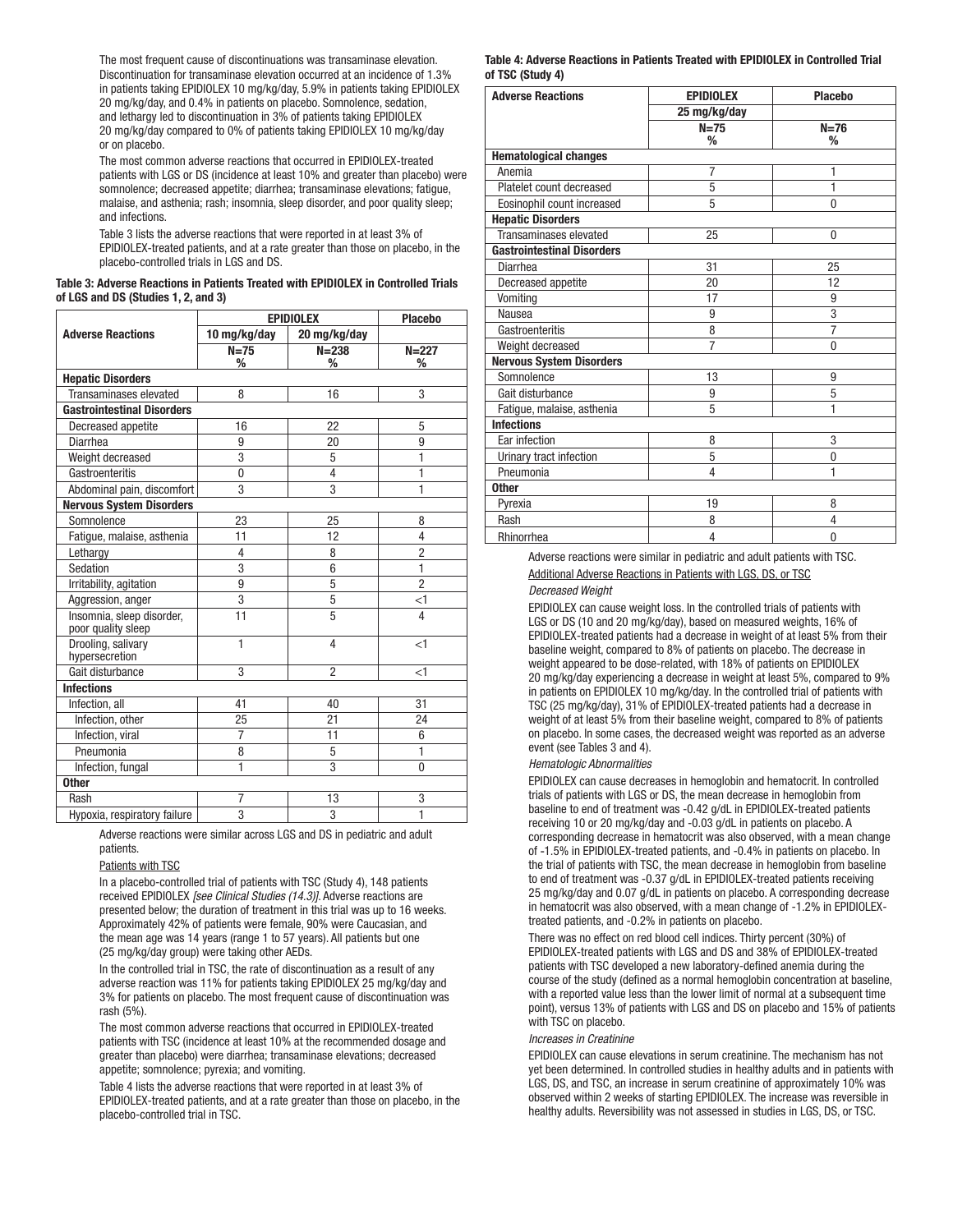The most frequent cause of discontinuations was transaminase elevation. Discontinuation for transaminase elevation occurred at an incidence of 1.3% in patients taking EPIDIOLEX 10 mg/kg/day, 5.9% in patients taking EPIDIOLEX 20 mg/kg/day, and 0.4% in patients on placebo. Somnolence, sedation, and lethargy led to discontinuation in 3% of patients taking EPIDIOLEX 20 mg/kg/day compared to 0% of patients taking EPIDIOLEX 10 mg/kg/day or on placebo.

The most common adverse reactions that occurred in EPIDIOLEX-treated patients with LGS or DS (incidence at least 10% and greater than placebo) were somnolence; decreased appetite; diarrhea; transaminase elevations; fatigue, malaise, and asthenia; rash; insomnia, sleep disorder, and poor quality sleep; and infections.

Table 3 lists the adverse reactions that were reported in at least 3% of EPIDIOLEX-treated patients, and at a rate greater than those on placebo, in the placebo-controlled trials in LGS and DS.

**Table 3: Adverse Reactions in Patients Treated with EPIDIOLEX in Controlled Trials of LGS and DS (Studies 1, 2, and 3)**

| Adverse Reactions | EPIDIOLEX | | Placebo |
|---|---|---|---|
| | 10 mg/kg/day | 20 mg/kg/day | |
| | N=75 % | N=238 % | N=227 % |
| **Hepatic Disorders** | | | |
| Transaminases elevated | 8 | 16 | 3 |
| **Gastrointestinal Disorders** | | | |
| Decreased appetite | 16 | 22 | 5 |
| Diarrhea | 9 | 20 | 9 |
| Weight decreased | 3 | 5 | 1 |
| Gastroenteritis | 0 | 4 | 1 |
| Abdominal pain, discomfort | 3 | 3 | 1 |
| **Nervous System Disorders** | | | |
| Somnolence | 23 | 25 | 8 |
| Fatigue, malaise, asthenia | 11 | 12 | 4 |
| Lethargy | 4 | 8 | 2 |
| Sedation | 3 | 6 | 1 |
| Irritability, agitation | 9 | 5 | 2 |
| Aggression, anger | 3 | 5 | <1 |
| Insomnia, sleep disorder, poor quality sleep | 11 | 5 | 4 |
| Drooling, salivary hypersecretion | 1 | 4 | <1 |
| Gait disturbance | 3 | 2 | <1 |
| **Infections** | | | |
| Infection, all | 41 | 40 | 31 |
| Infection, other | 25 | 21 | 24 |
| Infection, viral | 7 | 11 | 6 |
| Pneumonia | 8 | 5 | 1 |
| Infection, fungal | 1 | 3 | 0 |
| **Other** | | | |
| Rash | 7 | 13 | 3 |
| Hypoxia, respiratory failure | 3 | 3 | 1 |

Adverse reactions were similar across LGS and DS in pediatric and adult patients.

Patients with TSC

In a placebo-controlled trial of patients with TSC (Study 4), 148 patients received EPIDIOLEX *[see Clinical Studies (14.3)]*. Adverse reactions are presented below; the duration of treatment in this trial was up to 16 weeks. Approximately 42% of patients were female, 90% were Caucasian, and the mean age was 14 years (range 1 to 57 years). All patients but one (25 mg/kg/day group) were taking other AEDs.

In the controlled trial in TSC, the rate of discontinuation as a result of any adverse reaction was 11% for patients taking EPIDIOLEX 25 mg/kg/day and 3% for patients on placebo. The most frequent cause of discontinuation was rash (5%).

The most common adverse reactions that occurred in EPIDIOLEX-treated patients with TSC (incidence at least 10% at the recommended dosage and greater than placebo) were diarrhea; transaminase elevations; decreased appetite; somnolence; pyrexia; and vomiting.

Table 4 lists the adverse reactions that were reported in at least 3% of EPIDIOLEX-treated patients, and at a rate greater than those on placebo, in the placebo-controlled trial in TSC.

**Table 4: Adverse Reactions in Patients Treated with EPIDIOLEX in Controlled Trial of TSC (Study 4)**

| Adverse Reactions | EPIDIOLEX | Placebo |
|---|---|---|
| | 25 mg/kg/day | |
| | N=75 % | N=76 % |
| **Hematological changes** | | |
| Anemia | 7 | 1 |
| Platelet count decreased | 5 | 1 |
| Eosinophil count increased | 5 | 0 |
| **Hepatic Disorders** | | |
| Transaminases elevated | 25 | 0 |
| **Gastrointestinal Disorders** | | |
| Diarrhea | 31 | 25 |
| Decreased appetite | 20 | 12 |
| Vomiting | 17 | 9 |
| Nausea | 9 | 3 |
| Gastroenteritis | 8 | 7 |
| Weight decreased | 7 | 0 |
| **Nervous System Disorders** | | |
| Somnolence | 13 | 9 |
| Gait disturbance | 9 | 5 |
| Fatigue, malaise, asthenia | 5 | 1 |
| **Infections** | | |
| Ear infection | 8 | 3 |
| Urinary tract infection | 5 | 0 |
| Pneumonia | 4 | 1 |
| **Other** | | |
| Pyrexia | 19 | 8 |
| Rash | 8 | 4 |
| Rhinorrhea | 4 | 0 |

Adverse reactions were similar in pediatric and adult patients with TSC.

Additional Adverse Reactions in Patients with LGS, DS, or TSC

*Decreased Weight*

EPIDIOLEX can cause weight loss. In the controlled trials of patients with LGS or DS (10 and 20 mg/kg/day), based on measured weights, 16% of EPIDIOLEX-treated patients had a decrease in weight of at least 5% from their baseline weight, compared to 8% of patients on placebo. The decrease in weight appeared to be dose-related, with 18% of patients on EPIDIOLEX 20 mg/kg/day experiencing a decrease in weight at least 5%, compared to 9% in patients on EPIDIOLEX 10 mg/kg/day. In the controlled trial of patients with TSC (25 mg/kg/day), 31% of EPIDIOLEX-treated patients had a decrease in weight of at least 5% from their baseline weight, compared to 8% of patients on placebo. In some cases, the decreased weight was reported as an adverse event (see Tables 3 and 4).

*Hematologic Abnormalities*

EPIDIOLEX can cause decreases in hemoglobin and hematocrit. In controlled trials of patients with LGS or DS, the mean decrease in hemoglobin from baseline to end of treatment was -0.42 g/dL in EPIDIOLEX-treated patients receiving 10 or 20 mg/kg/day and -0.03 g/dL in patients on placebo. A corresponding decrease in hematocrit was also observed, with a mean change of -1.5% in EPIDIOLEX-treated patients, and -0.4% in patients on placebo. In the trial of patients with TSC, the mean decrease in hemoglobin from baseline to end of treatment was -0.37 g/dL in EPIDIOLEX-treated patients receiving 25 mg/kg/day and 0.07 g/dL in patients on placebo. A corresponding decrease in hematocrit was also observed, with a mean change of -1.2% in EPIDIOLEX-treated patients, and -0.2% in patients on placebo.

There was no effect on red blood cell indices. Thirty percent (30%) of EPIDIOLEX-treated patients with LGS and DS and 38% of EPIDIOLEX-treated patients with TSC developed a new laboratory-defined anemia during the course of the study (defined as a normal hemoglobin concentration at baseline, with a reported value less than the lower limit of normal at a subsequent time point), versus 13% of patients with LGS and DS on placebo and 15% of patients with TSC on placebo.

*Increases in Creatinine*

EPIDIOLEX can cause elevations in serum creatinine. The mechanism has not yet been determined. In controlled studies in healthy adults and in patients with LGS, DS, and TSC, an increase in serum creatinine of approximately 10% was observed within 2 weeks of starting EPIDIOLEX. The increase was reversible in healthy adults. Reversibility was not assessed in studies in LGS, DS, or TSC.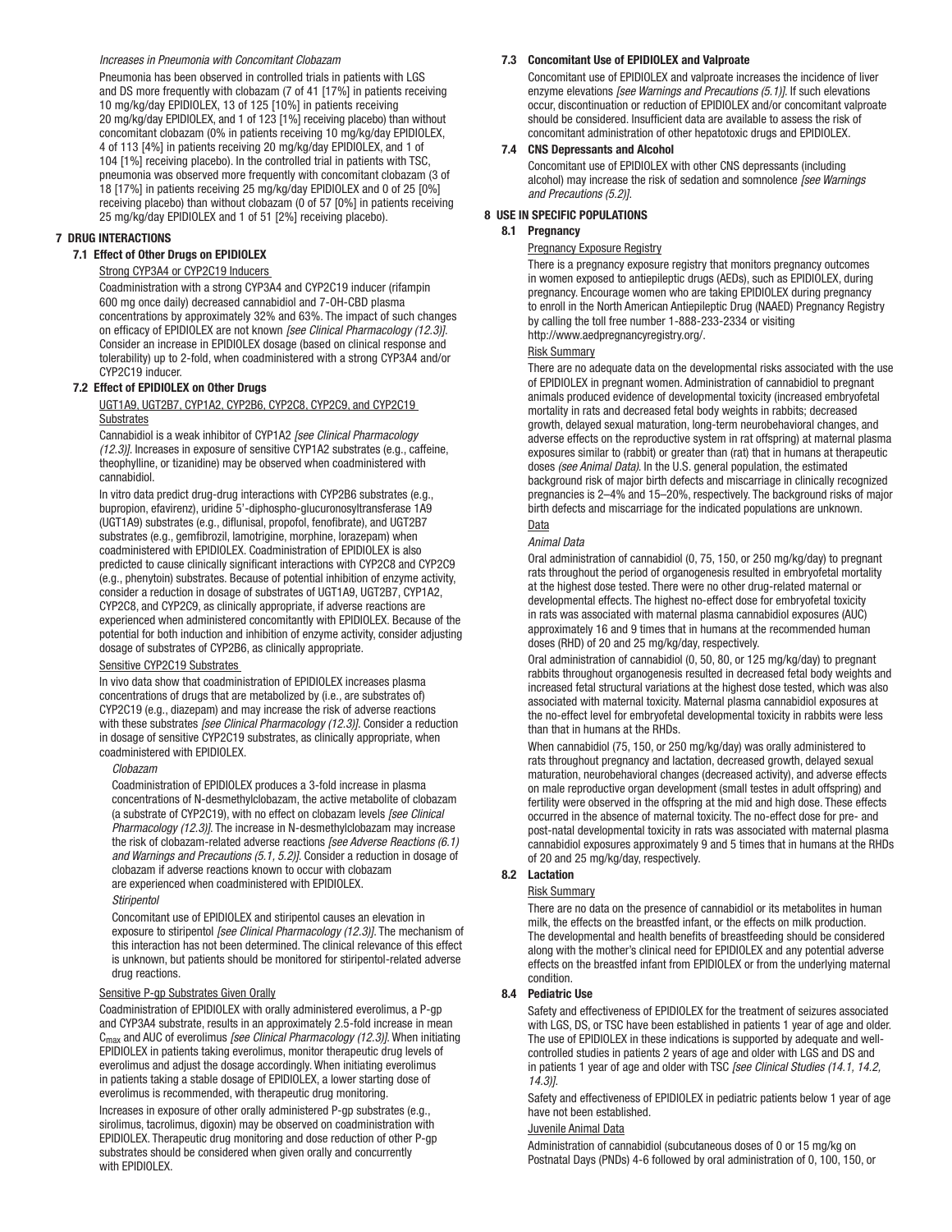*Increases in Pneumonia with Concomitant Clobazam*

Pneumonia has been observed in controlled trials in patients with LGS and DS more frequently with clobazam (7 of 41 [17%] in patients receiving 10 mg/kg/day EPIDIOLEX, 13 of 125 [10%] in patients receiving 20 mg/kg/day EPIDIOLEX, and 1 of 123 [1%] receiving placebo) than without concomitant clobazam (0% in patients receiving 10 mg/kg/day EPIDIOLEX, 4 of 113 [4%] in patients receiving 20 mg/kg/day EPIDIOLEX, and 1 of 104 [1%] receiving placebo). In the controlled trial in patients with TSC, pneumonia was observed more frequently with concomitant clobazam (3 of 18 [17%] in patients receiving 25 mg/kg/day EPIDIOLEX and 0 of 25 [0%] receiving placebo) than without clobazam (0 of 57 [0%] in patients receiving 25 mg/kg/day EPIDIOLEX and 1 of 51 [2%] receiving placebo).

## 7 DRUG INTERACTIONS

### 7.1 Effect of Other Drugs on EPIDIOLEX

Strong CYP3A4 or CYP2C19 Inducers

Coadministration with a strong CYP3A4 and CYP2C19 inducer (rifampin 600 mg once daily) decreased cannabidiol and 7-OH-CBD plasma concentrations by approximately 32% and 63%. The impact of such changes on efficacy of EPIDIOLEX are not known *[see Clinical Pharmacology (12.3)]*. Consider an increase in EPIDIOLEX dosage (based on clinical response and tolerability) up to 2-fold, when coadministered with a strong CYP3A4 and/or CYP2C19 inducer.

### 7.2 Effect of EPIDIOLEX on Other Drugs

UGT1A9, UGT2B7, CYP1A2, CYP2B6, CYP2C8, CYP2C9, and CYP2C19 Substrates

Cannabidiol is a weak inhibitor of CYP1A2 *[see Clinical Pharmacology (12.3)]*. Increases in exposure of sensitive CYP1A2 substrates (e.g., caffeine, theophylline, or tizanidine) may be observed when coadministered with cannabidiol.

In vitro data predict drug-drug interactions with CYP2B6 substrates (e.g., bupropion, efavirenz), uridine 5'-diphospho-glucuronosyltransferase 1A9 (UGT1A9) substrates (e.g., diflunisal, propofol, fenofibrate), and UGT2B7 substrates (e.g., gemfibrozil, lamotrigine, morphine, lorazepam) when coadministered with EPIDIOLEX. Coadministration of EPIDIOLEX is also predicted to cause clinically significant interactions with CYP2C8 and CYP2C9 (e.g., phenytoin) substrates. Because of potential inhibition of enzyme activity, consider a reduction in dosage of substrates of UGT1A9, UGT2B7, CYP1A2, CYP2C8, and CYP2C9, as clinically appropriate, if adverse reactions are experienced when administered concomitantly with EPIDIOLEX. Because of the potential for both induction and inhibition of enzyme activity, consider adjusting dosage of substrates of CYP2B6, as clinically appropriate.

Sensitive CYP2C19 Substrates

In vivo data show that coadministration of EPIDIOLEX increases plasma concentrations of drugs that are metabolized by (i.e., are substrates of) CYP2C19 (e.g., diazepam) and may increase the risk of adverse reactions with these substrates *[see Clinical Pharmacology (12.3)]*. Consider a reduction in dosage of sensitive CYP2C19 substrates, as clinically appropriate, when coadministered with EPIDIOLEX.

*Clobazam*

Coadministration of EPIDIOLEX produces a 3-fold increase in plasma concentrations of N-desmethylclobazam, the active metabolite of clobazam (a substrate of CYP2C19), with no effect on clobazam levels *[see Clinical Pharmacology (12.3)]*. The increase in N-desmethylclobazam may increase the risk of clobazam-related adverse reactions *[see Adverse Reactions (6.1) and Warnings and Precautions (5.1, 5.2)]*. Consider a reduction in dosage of clobazam if adverse reactions known to occur with clobazam are experienced when coadministered with EPIDIOLEX.

*Stiripentol*

Concomitant use of EPIDIOLEX and stiripentol causes an elevation in exposure to stiripentol *[see Clinical Pharmacology (12.3)]*. The mechanism of this interaction has not been determined. The clinical relevance of this effect is unknown, but patients should be monitored for stiripentol-related adverse drug reactions.

Sensitive P-gp Substrates Given Orally

Coadministration of EPIDIOLEX with orally administered everolimus, a P-gp and CYP3A4 substrate, results in an approximately 2.5-fold increase in mean $C_{max}$ and AUC of everolimus *[see Clinical Pharmacology (12.3)]*. When initiating EPIDIOLEX in patients taking everolimus, monitor therapeutic drug levels of everolimus and adjust the dosage accordingly. When initiating everolimus in patients taking a stable dosage of EPIDIOLEX, a lower starting dose of everolimus is recommended, with therapeutic drug monitoring.

Increases in exposure of other orally administered P-gp substrates (e.g., sirolimus, tacrolimus, digoxin) may be observed on coadministration with EPIDIOLEX. Therapeutic drug monitoring and dose reduction of other P-gp substrates should be considered when given orally and concurrently with EPIDIOLEX.

### 7.3 Concomitant Use of EPIDIOLEX and Valproate

Concomitant use of EPIDIOLEX and valproate increases the incidence of liver enzyme elevations *[see Warnings and Precautions (5.1)]*. If such elevations occur, discontinuation or reduction of EPIDIOLEX and/or concomitant valproate should be considered. Insufficient data are available to assess the risk of concomitant administration of other hepatotoxic drugs and EPIDIOLEX.

### 7.4 CNS Depressants and Alcohol

Concomitant use of EPIDIOLEX with other CNS depressants (including alcohol) may increase the risk of sedation and somnolence *[see Warnings and Precautions (5.2)]*.

## 8 USE IN SPECIFIC POPULATIONS

### 8.1 Pregnancy

Pregnancy Exposure Registry

There is a pregnancy exposure registry that monitors pregnancy outcomes in women exposed to antiepileptic drugs (AEDs), such as EPIDIOLEX, during pregnancy. Encourage women who are taking EPIDIOLEX during pregnancy to enroll in the North American Antiepileptic Drug (NAAED) Pregnancy Registry by calling the toll free number 1-888-233-2334 or visiting http://www.aedpregnancyregistry.org/.

Risk Summary

There are no adequate data on the developmental risks associated with the use of EPIDIOLEX in pregnant women. Administration of cannabidiol to pregnant animals produced evidence of developmental toxicity (increased embryofetal mortality in rats and decreased fetal body weights in rabbits; decreased growth, delayed sexual maturation, long-term neurobehavioral changes, and adverse effects on the reproductive system in rat offspring) at maternal plasma exposures similar to (rabbit) or greater than (rat) that in humans at therapeutic doses *(see Animal Data)*. In the U.S. general population, the estimated background risk of major birth defects and miscarriage in clinically recognized pregnancies is 2–4% and 15–20%, respectively. The background risks of major birth defects and miscarriage for the indicated populations are unknown.

Data

*Animal Data*

Oral administration of cannabidiol (0, 75, 150, or 250 mg/kg/day) to pregnant rats throughout the period of organogenesis resulted in embryofetal mortality at the highest dose tested. There were no other drug-related maternal or developmental effects. The highest no-effect dose for embryofetal toxicity in rats was associated with maternal plasma cannabidiol exposures (AUC) approximately 16 and 9 times that in humans at the recommended human doses (RHD) of 20 and 25 mg/kg/day, respectively.

Oral administration of cannabidiol (0, 50, 80, or 125 mg/kg/day) to pregnant rabbits throughout organogenesis resulted in decreased fetal body weights and increased fetal structural variations at the highest dose tested, which was also associated with maternal toxicity. Maternal plasma cannabidiol exposures at the no-effect level for embryofetal developmental toxicity in rabbits were less than that in humans at the RHDs.

When cannabidiol (75, 150, or 250 mg/kg/day) was orally administered to rats throughout pregnancy and lactation, decreased growth, delayed sexual maturation, neurobehavioral changes (decreased activity), and adverse effects on male reproductive organ development (small testes in adult offspring) and fertility were observed in the offspring at the mid and high dose. These effects occurred in the absence of maternal toxicity. The no-effect dose for pre- and post-natal developmental toxicity in rats was associated with maternal plasma cannabidiol exposures approximately 9 and 5 times that in humans at the RHDs of 20 and 25 mg/kg/day, respectively.

### 8.2 Lactation

Risk Summary

There are no data on the presence of cannabidiol or its metabolites in human milk, the effects on the breastfed infant, or the effects on milk production. The developmental and health benefits of breastfeeding should be considered along with the mother's clinical need for EPIDIOLEX and any potential adverse effects on the breastfed infant from EPIDIOLEX or from the underlying maternal condition.

### 8.4 Pediatric Use

Safety and effectiveness of EPIDIOLEX for the treatment of seizures associated with LGS, DS, or TSC have been established in patients 1 year of age and older. The use of EPIDIOLEX in these indications is supported by adequate and well-controlled studies in patients 2 years of age and older with LGS and DS and in patients 1 year of age and older with TSC *[see Clinical Studies (14.1, 14.2, 14.3)]*.

Safety and effectiveness of EPIDIOLEX in pediatric patients below 1 year of age have not been established.

Juvenile Animal Data

Administration of cannabidiol (subcutaneous doses of 0 or 15 mg/kg on Postnatal Days (PNDs) 4-6 followed by oral administration of 0, 100, 150, or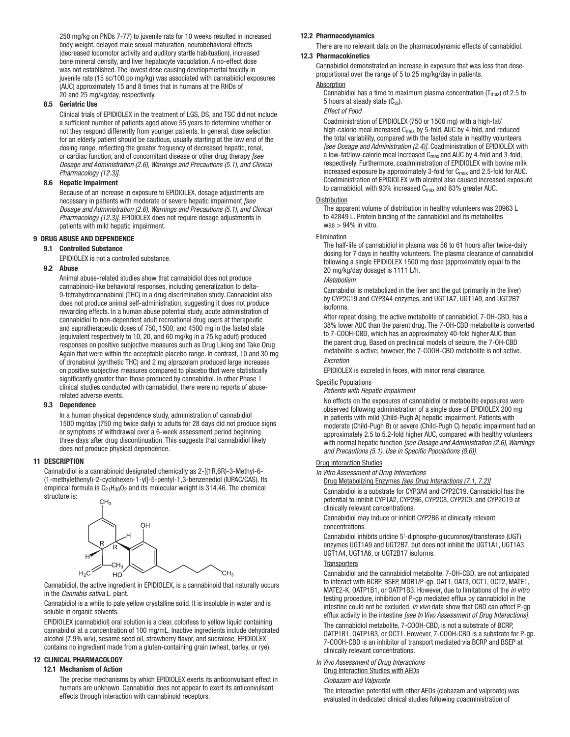250 mg/kg on PNDs 7-77) to juvenile rats for 10 weeks resulted in increased body weight, delayed male sexual maturation, neurobehavioral effects (decreased locomotor activity and auditory startle habituation), increased bone mineral density, and liver hepatocyte vacuolation. A no-effect dose was not established. The lowest dose causing developmental toxicity in juvenile rats (15 sc/100 po mg/kg) was associated with cannabidiol exposures (AUC) approximately 15 and 8 times that in humans at the RHDs of 20 and 25 mg/kg/day, respectively.

### 8.5 Geriatric Use

Clinical trials of EPIDIOLEX in the treatment of LGS, DS, and TSC did not include a sufficient number of patients aged above 55 years to determine whether or not they respond differently from younger patients. In general, dose selection for an elderly patient should be cautious, usually starting at the low end of the dosing range, reflecting the greater frequency of decreased hepatic, renal, or cardiac function, and of concomitant disease or other drug therapy *[see Dosage and Administration (2.6), Warnings and Precautions (5.1), and Clinical Pharmacology (12.3)]*.

### 8.6 Hepatic Impairment

Because of an increase in exposure to EPIDIOLEX, dosage adjustments are necessary in patients with moderate or severe hepatic impairment *[see Dosage and Administration (2.6), Warnings and Precautions (5.1), and Clinical Pharmacology (12.3)]*. EPIDIOLEX does not require dosage adjustments in patients with mild hepatic impairment.

## 9 DRUG ABUSE AND DEPENDENCE

### 9.1 Controlled Substance

EPIDIOLEX is not a controlled substance.

### 9.2 Abuse

Animal abuse-related studies show that cannabidiol does not produce cannabinoid-like behavioral responses, including generalization to delta-9-tetrahydrocannabinol (THC) in a drug discrimination study. Cannabidiol also does not produce animal self-administration, suggesting it does not produce rewarding effects. In a human abuse potential study, acute administration of cannabidiol to non-dependent adult recreational drug users at therapeutic and supratherapeutic doses of 750, 1500, and 4500 mg in the fasted state (equivalent respectively to 10, 20, and 60 mg/kg in a 75 kg adult) produced responses on positive subjective measures such as Drug Liking and Take Drug Again that were within the acceptable placebo range. In contrast, 10 and 30 mg of dronabinol (synthetic THC) and 2 mg alprazolam produced large increases on positive subjective measures compared to placebo that were statistically significantly greater than those produced by cannabidiol. In other Phase 1 clinical studies conducted with cannabidiol, there were no reports of abuse-related adverse events.

### 9.3 Dependence

In a human physical dependence study, administration of cannabidiol 1500 mg/day (750 mg twice daily) to adults for 28 days did not produce signs or symptoms of withdrawal over a 6-week assessment period beginning three days after drug discontinuation. This suggests that cannabidiol likely does not produce physical dependence.

## 11 DESCRIPTION

Cannabidiol is a cannabinoid designated chemically as 2-[(1R,6R)-3-Methyl-6-(1-methylethenyl)-2-cyclohexen-1-yl]-5-pentyl-1,3-benzenediol (IUPAC/CAS). Its empirical formula is $C_{21}H_{30}O_2$ and its molecular weight is 314.46. The chemical structure is:

Cannabidiol, the active ingredient in EPIDIOLEX, is a cannabinoid that naturally occurs in the *Cannabis sativa* L. plant.

Cannabidiol is a white to pale yellow crystalline solid. It is insoluble in water and is soluble in organic solvents.

EPIDIOLEX (cannabidiol) oral solution is a clear, colorless to yellow liquid containing cannabidiol at a concentration of 100 mg/mL. Inactive ingredients include dehydrated alcohol (7.9% w/v), sesame seed oil, strawberry flavor, and sucralose. EPIDIOLEX contains no ingredient made from a gluten-containing grain (wheat, barley, or rye).

## 12 CLINICAL PHARMACOLOGY

### 12.1 Mechanism of Action

The precise mechanisms by which EPIDIOLEX exerts its anticonvulsant effect in humans are unknown. Cannabidiol does not appear to exert its anticonvulsant effects through interaction with cannabinoid receptors.

### 12.2 Pharmacodynamics

There are no relevant data on the pharmacodynamic effects of cannabidiol.

### 12.3 Pharmacokinetics

Cannabidiol demonstrated an increase in exposure that was less than dose-proportional over the range of 5 to 25 mg/kg/day in patients.

Absorption

Cannabidiol has a time to maximum plasma concentration ($T_{max}$) of 2.5 to 5 hours at steady state ($C_{ss}$).

*Effect of Food*

Coadministration of EPIDIOLEX (750 or 1500 mg) with a high-fat/high-calorie meal increased $C_{max}$ by 5-fold, AUC by 4-fold, and reduced the total variability, compared with the fasted state in healthy volunteers *[see Dosage and Administration (2.4)]*. Coadministration of EPIDIOLEX with a low-fat/low-calorie meal increased $C_{max}$ and AUC by 4-fold and 3-fold, respectively. Furthermore, coadministration of EPIDIOLEX with bovine milk increased exposure by approximately 3-fold for $C_{max}$ and 2.5-fold for AUC. Coadministration of EPIDIOLEX with alcohol also caused increased exposure to cannabidiol, with 93% increased $C_{max}$ and 63% greater AUC.

Distribution

The apparent volume of distribution in healthy volunteers was 20963 L to 42849 L. Protein binding of the cannabidiol and its metabolites was > 94% in vitro.

Elimination

The half-life of cannabidiol in plasma was 56 to 61 hours after twice-daily dosing for 7 days in healthy volunteers. The plasma clearance of cannabidiol following a single EPIDIOLEX 1500 mg dose (approximately equal to the 20 mg/kg/day dosage) is 1111 L/h.

*Metabolism*

Cannabidiol is metabolized in the liver and the gut (primarily in the liver) by CYP2C19 and CYP3A4 enzymes, and UGT1A7, UGT1A9, and UGT2B7 isoforms.

After repeat dosing, the active metabolite of cannabidiol, 7-OH-CBD, has a 38% lower AUC than the parent drug. The 7-OH-CBD metabolite is converted to 7-COOH-CBD, which has an approximately 40-fold higher AUC than the parent drug. Based on preclinical models of seizure, the 7-OH-CBD metabolite is active; however, the 7-COOH-CBD metabolite is not active.

*Excretion*

EPIDIOLEX is excreted in feces, with minor renal clearance.

Specific Populations

*Patients with Hepatic Impairment*

No effects on the exposures of cannabidiol or metabolite exposures were observed following administration of a single dose of EPIDIOLEX 200 mg in patients with mild (Child-Pugh A) hepatic impairment. Patients with moderate (Child-Pugh B) or severe (Child-Pugh C) hepatic impairment had an approximately 2.5 to 5.2-fold higher AUC, compared with healthy volunteers with normal hepatic function *[see Dosage and Administration (2.6), Warnings and Precautions (5.1), Use in Specific Populations (8.6)]*.

Drug Interaction Studies

*In Vitro Assessment of Drug Interactions*

Drug Metabolizing Enzymes *[see Drug Interactions (7.1, 7.2)]*

Cannabidiol is a substrate for CYP3A4 and CYP2C19. Cannabidiol has the potential to inhibit CYP1A2, CYP2B6, CYP2C8, CYP2C9, and CYP2C19 at clinically relevant concentrations.

Cannabidiol may induce or inhibit CYP2B6 at clinically relevant concentrations.

Cannabidiol inhibits uridine 5'-diphospho-glucuronosyltransferase (UGT) enzymes UGT1A9 and UGT2B7, but does not inhibit the UGT1A1, UGT1A3, UGT1A4, UGT1A6, or UGT2B17 isoforms.

Transporters

Cannabidiol and the cannabidiol metabolite, 7-OH-CBD, are not anticipated to interact with BCRP, BSEP, MDR1/P-gp, OAT1, OAT3, OCT1, OCT2, MATE1, MATE2-K, OATP1B1, or OATP1B3. However, due to limitations of the *in vitro* testing procedure, inhibition of P-gp mediated efflux by cannabidiol in the intestine could not be excluded. *In vivo* data show that CBD can affect P-gp efflux activity in the intestine *[see In Vivo Assessment of Drug Interactions]*.

The cannabidiol metabolite, 7-COOH-CBD, is not a substrate of BCRP, OATP1B1, OATP1B3, or OCT1. However, 7-COOH-CBD is a substrate for P-gp. 7-COOH-CBD is an inhibitor of transport mediated via BCRP and BSEP at clinically relevant concentrations.

*In Vivo Assessment of Drug Interactions*

Drug Interaction Studies with AEDs

*Clobazam and Valproate*

The interaction potential with other AEDs (clobazam and valproate) was evaluated in dedicated clinical studies following coadministration of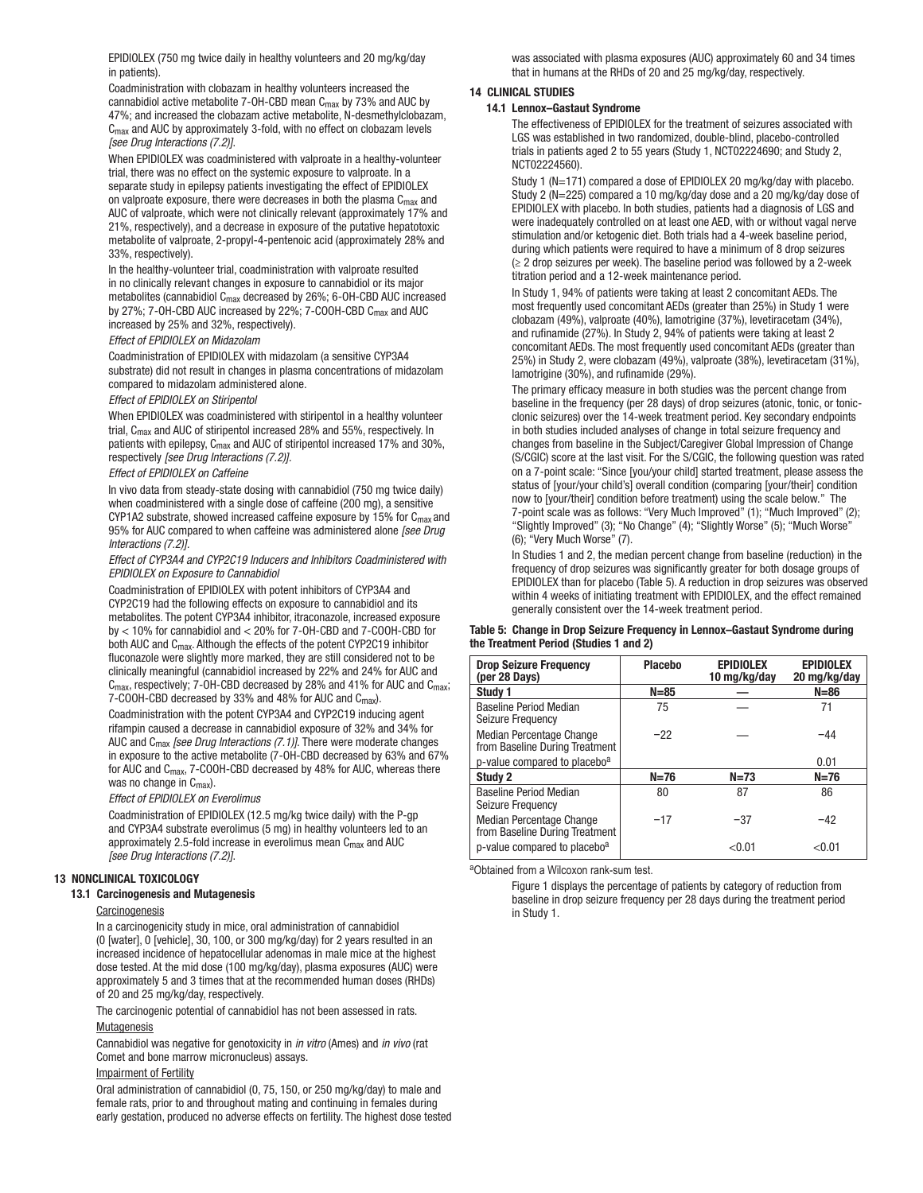EPIDIOLEX (750 mg twice daily in healthy volunteers and 20 mg/kg/day in patients).

Coadministration with clobazam in healthy volunteers increased the cannabidiol active metabolite 7-OH-CBD mean $C_{max}$ by 73% and AUC by 47%; and increased the clobazam active metabolite, N-desmethylclobazam, $C_{max}$ and AUC by approximately 3-fold, with no effect on clobazam levels *[see Drug Interactions (7.2)]*.

When EPIDIOLEX was coadministered with valproate in a healthy-volunteer trial, there was no effect on the systemic exposure to valproate. In a separate study in epilepsy patients investigating the effect of EPIDIOLEX on valproate exposure, there were decreases in both the plasma $C_{max}$ and AUC of valproate, which were not clinically relevant (approximately 17% and 21%, respectively), and a decrease in exposure of the putative hepatotoxic metabolite of valproate, 2-propyl-4-pentenoic acid (approximately 28% and 33%, respectively).

In the healthy-volunteer trial, coadministration with valproate resulted in no clinically relevant changes in exposure to cannabidiol or its major metabolites (cannabidiol $C_{max}$ decreased by 26%; 6-OH-CBD AUC increased by 27%; 7-OH-CBD AUC increased by 22%; 7-COOH-CBD $C_{max}$ and AUC increased by 25% and 32%, respectively).

*Effect of EPIDIOLEX on Midazolam*

Coadministration of EPIDIOLEX with midazolam (a sensitive CYP3A4 substrate) did not result in changes in plasma concentrations of midazolam compared to midazolam administered alone.

*Effect of EPIDIOLEX on Stiripentol*

When EPIDIOLEX was coadministered with stiripentol in a healthy volunteer trial, $C_{max}$ and AUC of stiripentol increased 28% and 55%, respectively. In patients with epilepsy, $C_{max}$ and AUC of stiripentol increased 17% and 30%, respectively *[see Drug Interactions (7.2)]*.

*Effect of EPIDIOLEX on Caffeine*

In vivo data from steady-state dosing with cannabidiol (750 mg twice daily) when coadministered with a single dose of caffeine (200 mg), a sensitive CYP1A2 substrate, showed increased caffeine exposure by 15% for $C_{max}$ and 95% for AUC compared to when caffeine was administered alone *[see Drug Interactions (7.2)]*.

*Effect of CYP3A4 and CYP2C19 Inducers and Inhibitors Coadministered with EPIDIOLEX on Exposure to Cannabidiol*

Coadministration of EPIDIOLEX with potent inhibitors of CYP3A4 and CYP2C19 had the following effects on exposure to cannabidiol and its metabolites. The potent CYP3A4 inhibitor, itraconazole, increased exposure by < 10% for cannabidiol and < 20% for 7-OH-CBD and 7-COOH-CBD for both AUC and $C_{max}$. Although the effects of the potent CYP2C19 inhibitor fluconazole were slightly more marked, they are still considered not to be clinically meaningful (cannabidiol increased by 22% and 24% for AUC and $C_{max}$, respectively; 7-OH-CBD decreased by 28% and 41% for AUC and $C_{max}$; 7-COOH-CBD decreased by 33% and 48% for AUC and $C_{max}$).

Coadministration with the potent CYP3A4 and CYP2C19 inducing agent rifampin caused a decrease in cannabidiol exposure of 32% and 34% for AUC and $C_{max}$ *[see Drug Interactions (7.1)]*. There were moderate changes in exposure to the active metabolite (7-OH-CBD decreased by 63% and 67% for AUC and $C_{max}$, 7-COOH-CBD decreased by 48% for AUC, whereas there was no change in $C_{max}$).

*Effect of EPIDIOLEX on Everolimus*

Coadministration of EPIDIOLEX (12.5 mg/kg twice daily) with the P-gp and CYP3A4 substrate everolimus (5 mg) in healthy volunteers led to an approximately 2.5-fold increase in everolimus mean $C_{max}$ and AUC *[see Drug Interactions (7.2)]*.

## 13 NONCLINICAL TOXICOLOGY

### 13.1 Carcinogenesis and Mutagenesis

Carcinogenesis

In a carcinogenicity study in mice, oral administration of cannabidiol (0 [water], 0 [vehicle], 30, 100, or 300 mg/kg/day) for 2 years resulted in an increased incidence of hepatocellular adenomas in male mice at the highest dose tested. At the mid dose (100 mg/kg/day), plasma exposures (AUC) were approximately 5 and 3 times that at the recommended human doses (RHDs) of 20 and 25 mg/kg/day, respectively.

The carcinogenic potential of cannabidiol has not been assessed in rats.

Mutagenesis

Cannabidiol was negative for genotoxicity in *in vitro* (Ames) and *in vivo* (rat Comet and bone marrow micronucleus) assays.

Impairment of Fertility

Oral administration of cannabidiol (0, 75, 150, or 250 mg/kg/day) to male and female rats, prior to and throughout mating and continuing in females during early gestation, produced no adverse effects on fertility. The highest dose tested was associated with plasma exposures (AUC) approximately 60 and 34 times that in humans at the RHDs of 20 and 25 mg/kg/day, respectively.

## 14 CLINICAL STUDIES

### 14.1 Lennox–Gastaut Syndrome

The effectiveness of EPIDIOLEX for the treatment of seizures associated with LGS was established in two randomized, double-blind, placebo-controlled trials in patients aged 2 to 55 years (Study 1, NCT02224690; and Study 2, NCT02224560).

Study 1 (N=171) compared a dose of EPIDIOLEX 20 mg/kg/day with placebo. Study 2 (N=225) compared a 10 mg/kg/day dose and a 20 mg/kg/day dose of EPIDIOLEX with placebo. In both studies, patients had a diagnosis of LGS and were inadequately controlled on at least one AED, with or without vagal nerve stimulation and/or ketogenic diet. Both trials had a 4-week baseline period, during which patients were required to have a minimum of 8 drop seizures (≥ 2 drop seizures per week). The baseline period was followed by a 2-week titration period and a 12-week maintenance period.

In Study 1, 94% of patients were taking at least 2 concomitant AEDs. The most frequently used concomitant AEDs (greater than 25%) in Study 1 were clobazam (49%), valproate (40%), lamotrigine (37%), levetiracetam (34%), and rufinamide (27%). In Study 2, 94% of patients were taking at least 2 concomitant AEDs. The most frequently used concomitant AEDs (greater than 25%) in Study 2, were clobazam (49%), valproate (38%), levetiracetam (31%), lamotrigine (30%), and rufinamide (29%).

The primary efficacy measure in both studies was the percent change from baseline in the frequency (per 28 days) of drop seizures (atonic, tonic, or tonic-clonic seizures) over the 14-week treatment period. Key secondary endpoints in both studies included analyses of change in total seizure frequency and changes from baseline in the Subject/Caregiver Global Impression of Change (S/CGIC) score at the last visit. For the S/CGIC, the following question was rated on a 7-point scale: "Since [you/your child] started treatment, please assess the status of [your/your child's] overall condition (comparing [your/their] condition now to [your/their] condition before treatment) using the scale below." The 7-point scale was as follows: "Very Much Improved" (1); "Much Improved" (2); "Slightly Improved" (3); "No Change" (4); "Slightly Worse" (5); "Much Worse" (6); "Very Much Worse" (7).

In Studies 1 and 2, the median percent change from baseline (reduction) in the frequency of drop seizures was significantly greater for both dosage groups of EPIDIOLEX than for placebo (Table 5). A reduction in drop seizures was observed within 4 weeks of initiating treatment with EPIDIOLEX, and the effect remained generally consistent over the 14-week treatment period.

**Table 5: Change in Drop Seizure Frequency in Lennox–Gastaut Syndrome during the Treatment Period (Studies 1 and 2)**

| Drop Seizure Frequency (per 28 Days) | Placebo | EPIDIOLEX 10 mg/kg/day | EPIDIOLEX 20 mg/kg/day |
|---|---|---|---|
| **Study 1** | **N=85** | **—** | **N=86** |
| Baseline Period Median Seizure Frequency | 75 | — | 71 |
| Median Percentage Change from Baseline During Treatment | −22 | — | −44 |
| p-value compared to placebo[a] | | | 0.01 |
| **Study 2** | **N=76** | **N=73** | **N=76** |
| Baseline Period Median Seizure Frequency | 80 | 87 | 86 |
| Median Percentage Change from Baseline During Treatment | −17 | −37 | −42 |
| p-value compared to placebo[a] | | <0.01 | <0.01 |

[a]Obtained from a Wilcoxon rank-sum test.

Figure 1 displays the percentage of patients by category of reduction from baseline in drop seizure frequency per 28 days during the treatment period in Study 1.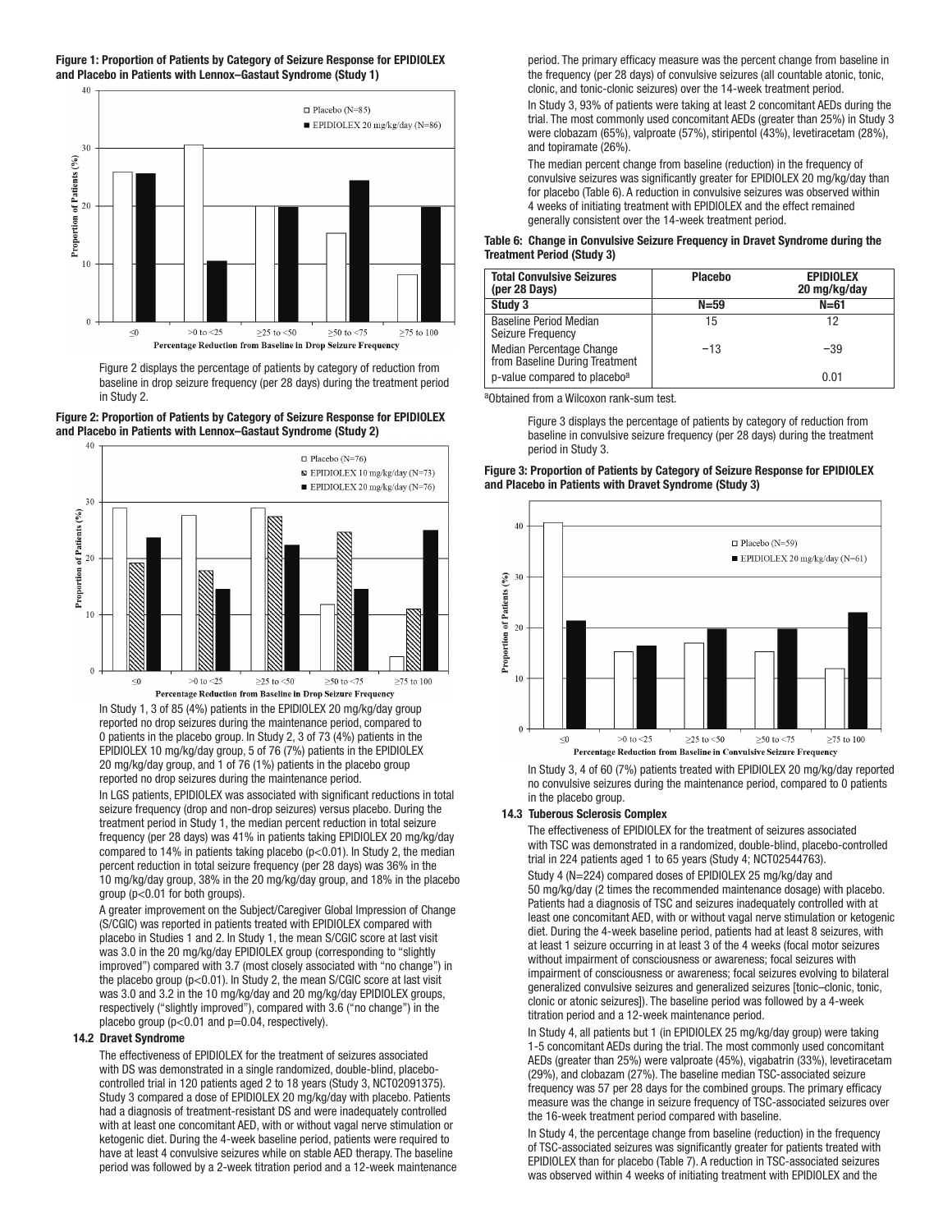**Figure 1: Proportion of Patients by Category of Seizure Response for EPIDIOLEX and Placebo in Patients with Lennox–Gastaut Syndrome (Study 1)**

Figure 2 displays the percentage of patients by category of reduction from baseline in drop seizure frequency (per 28 days) during the treatment period in Study 2.

**Figure 2: Proportion of Patients by Category of Seizure Response for EPIDIOLEX and Placebo in Patients with Lennox–Gastaut Syndrome (Study 2)**

In Study 1, 3 of 85 (4%) patients in the EPIDIOLEX 20 mg/kg/day group reported no drop seizures during the maintenance period, compared to 0 patients in the placebo group. In Study 2, 3 of 73 (4%) patients in the EPIDIOLEX 10 mg/kg/day group, 5 of 76 (7%) patients in the EPIDIOLEX 20 mg/kg/day group, and 1 of 76 (1%) patients in the placebo group reported no drop seizures during the maintenance period.

In LGS patients, EPIDIOLEX was associated with significant reductions in total seizure frequency (drop and non-drop seizures) versus placebo. During the treatment period in Study 1, the median percent reduction in total seizure frequency (per 28 days) was 41% in patients taking EPIDIOLEX 20 mg/kg/day compared to 14% in patients taking placebo ($p<0.01$). In Study 2, the median percent reduction in total seizure frequency (per 28 days) was 36% in the 10 mg/kg/day group, 38% in the 20 mg/kg/day group, and 18% in the placebo group ($p<0.01$ for both groups).

A greater improvement on the Subject/Caregiver Global Impression of Change (S/CGIC) was reported in patients treated with EPIDIOLEX compared with placebo in Studies 1 and 2. In Study 1, the mean S/CGIC score at last visit was 3.0 in the 20 mg/kg/day EPIDIOLEX group (corresponding to "slightly improved") compared with 3.7 (most closely associated with "no change") in the placebo group ($p<0.01$). In Study 2, the mean S/CGIC score at last visit was 3.0 and 3.2 in the 10 mg/kg/day and 20 mg/kg/day EPIDIOLEX groups, respectively ("slightly improved"), compared with 3.6 ("no change") in the placebo group ($p<0.01$ and $p=0.04$, respectively).

### 14.2 Dravet Syndrome

The effectiveness of EPIDIOLEX for the treatment of seizures associated with DS was demonstrated in a single randomized, double-blind, placebo-controlled trial in 120 patients aged 2 to 18 years (Study 3, NCT02091375). Study 3 compared a dose of EPIDIOLEX 20 mg/kg/day with placebo. Patients had a diagnosis of treatment-resistant DS and were inadequately controlled with at least one concomitant AED, with or without vagal nerve stimulation or ketogenic diet. During the 4-week baseline period, patients were required to have at least 4 convulsive seizures while on stable AED therapy. The baseline period was followed by a 2-week titration period and a 12-week maintenance period. The primary efficacy measure was the percent change from baseline in the frequency (per 28 days) of convulsive seizures (all countable atonic, tonic, clonic, and tonic-clonic seizures) over the 14-week treatment period.

In Study 3, 93% of patients were taking at least 2 concomitant AEDs during the trial. The most commonly used concomitant AEDs (greater than 25%) in Study 3 were clobazam (65%), valproate (57%), stiripentol (43%), levetiracetam (28%), and topiramate (26%).

The median percent change from baseline (reduction) in the frequency of convulsive seizures was significantly greater for EPIDIOLEX 20 mg/kg/day than for placebo (Table 6). A reduction in convulsive seizures was observed within 4 weeks of initiating treatment with EPIDIOLEX and the effect remained generally consistent over the 14-week treatment period.

**Table 6: Change in Convulsive Seizure Frequency in Dravet Syndrome during the Treatment Period (Study 3)**

| Total Convulsive Seizures (per 28 Days) | Placebo | EPIDIOLEX 20 mg/kg/day |
|---|---|---|
| **Study 3** | **N=59** | **N=61** |
| Baseline Period Median Seizure Frequency | 15 | 12 |
| Median Percentage Change from Baseline During Treatment | −13 | −39 |
| p-value compared to placebo[a] | | 0.01 |

[a]Obtained from a Wilcoxon rank-sum test.

Figure 3 displays the percentage of patients by category of reduction from baseline in convulsive seizure frequency (per 28 days) during the treatment period in Study 3.

**Figure 3: Proportion of Patients by Category of Seizure Response for EPIDIOLEX and Placebo in Patients with Dravet Syndrome (Study 3)**

In Study 3, 4 of 60 (7%) patients treated with EPIDIOLEX 20 mg/kg/day reported no convulsive seizures during the maintenance period, compared to 0 patients in the placebo group.

### 14.3 Tuberous Sclerosis Complex

The effectiveness of EPIDIOLEX for the treatment of seizures associated with TSC was demonstrated in a randomized, double-blind, placebo-controlled trial in 224 patients aged 1 to 65 years (Study 4; NCT02544763).

Study 4 (N=224) compared doses of EPIDIOLEX 25 mg/kg/day and 50 mg/kg/day (2 times the recommended maintenance dosage) with placebo. Patients had a diagnosis of TSC and seizures inadequately controlled with at least one concomitant AED, with or without vagal nerve stimulation or ketogenic diet. During the 4-week baseline period, patients had at least 8 seizures, with at least 1 seizure occurring in at least 3 of the 4 weeks (focal motor seizures without impairment of consciousness or awareness; focal seizures with impairment of consciousness or awareness; focal seizures evolving to bilateral generalized convulsive seizures and generalized seizures [tonic–clonic, tonic, clonic or atonic seizures]). The baseline period was followed by a 4-week titration period and a 12-week maintenance period.

In Study 4, all patients but 1 (in EPIDIOLEX 25 mg/kg/day group) were taking 1-5 concomitant AEDs during the trial. The most commonly used concomitant AEDs (greater than 25%) were valproate (45%), vigabatrin (33%), levetiracetam (29%), and clobazam (27%). The baseline median TSC-associated seizure frequency was 57 per 28 days for the combined groups. The primary efficacy measure was the change in seizure frequency of TSC-associated seizures over the 16-week treatment period compared with baseline.

In Study 4, the percentage change from baseline (reduction) in the frequency of TSC-associated seizures was significantly greater for patients treated with EPIDIOLEX than for placebo (Table 7). A reduction in TSC-associated seizures was observed within 4 weeks of initiating treatment with EPIDIOLEX and the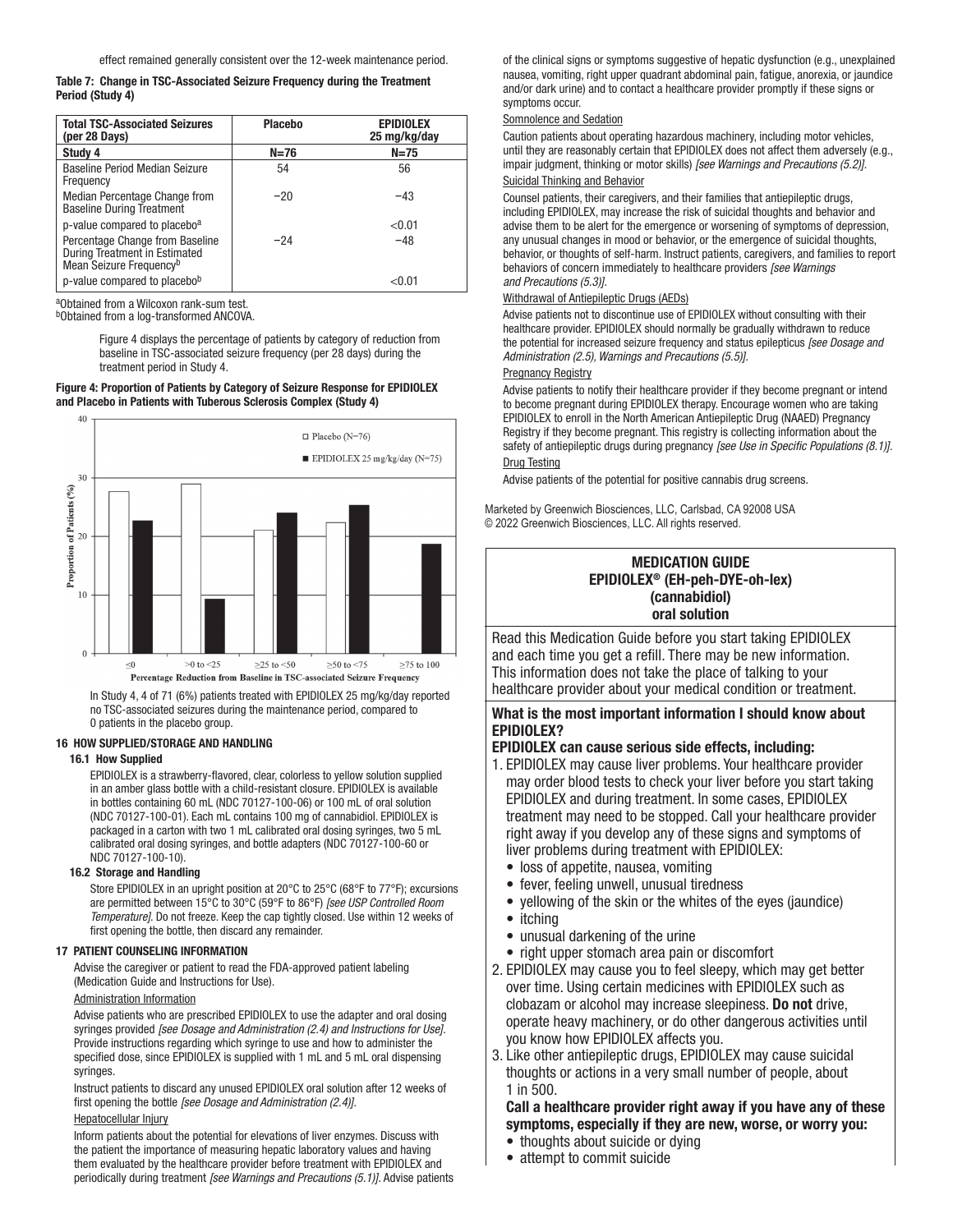effect remained generally consistent over the 12-week maintenance period.

**Table 7: Change in TSC-Associated Seizure Frequency during the Treatment Period (Study 4)**

| Total TSC-Associated Seizures (per 28 Days) | Placebo | EPIDIOLEX 25 mg/kg/day |
|---|---|---|
| **Study 4** | **N=76** | **N=75** |
| Baseline Period Median Seizure Frequency | 54 | 56 |
| Median Percentage Change from Baseline During Treatment | −20 | −43 |
| p-value compared to placebo[a] | | <0.01 |
| Percentage Change from Baseline During Treatment in Estimated Mean Seizure Frequency[b] | −24 | −48 |
| p-value compared to placebo[b] | | <0.01 |

[a]Obtained from a Wilcoxon rank-sum test.
[b]Obtained from a log-transformed ANCOVA.

Figure 4 displays the percentage of patients by category of reduction from baseline in TSC-associated seizure frequency (per 28 days) during the treatment period in Study 4.

**Figure 4: Proportion of Patients by Category of Seizure Response for EPIDIOLEX and Placebo in Patients with Tuberous Sclerosis Complex (Study 4)**

In Study 4, 4 of 71 (6%) patients treated with EPIDIOLEX 25 mg/kg/day reported no TSC-associated seizures during the maintenance period, compared to 0 patients in the placebo group.

## 16 HOW SUPPLIED/STORAGE AND HANDLING

### 16.1 How Supplied

EPIDIOLEX is a strawberry-flavored, clear, colorless to yellow solution supplied in an amber glass bottle with a child-resistant closure. EPIDIOLEX is available in bottles containing 60 mL (NDC 70127-100-06) or 100 mL of oral solution (NDC 70127-100-01). Each mL contains 100 mg of cannabidiol. EPIDIOLEX is packaged in a carton with two 1 mL calibrated oral dosing syringes, two 5 mL calibrated oral dosing syringes, and bottle adapters (NDC 70127-100-60 or NDC 70127-100-10).

### 16.2 Storage and Handling

Store EPIDIOLEX in an upright position at 20°C to 25°C (68°F to 77°F); excursions are permitted between 15°C to 30°C (59°F to 86°F) *[see USP Controlled Room Temperature]*. Do not freeze. Keep the cap tightly closed. Use within 12 weeks of first opening the bottle, then discard any remainder.

## 17 PATIENT COUNSELING INFORMATION

Advise the caregiver or patient to read the FDA-approved patient labeling (Medication Guide and Instructions for Use).

Administration Information

Advise patients who are prescribed EPIDIOLEX to use the adapter and oral dosing syringes provided *[see Dosage and Administration (2.4) and Instructions for Use]*. Provide instructions regarding which syringe to use and how to administer the specified dose, since EPIDIOLEX is supplied with 1 mL and 5 mL oral dispensing syringes.

Instruct patients to discard any unused EPIDIOLEX oral solution after 12 weeks of first opening the bottle *[see Dosage and Administration (2.4)]*.

Hepatocellular Injury

Inform patients about the potential for elevations of liver enzymes. Discuss with the patient the importance of measuring hepatic laboratory values and having them evaluated by the healthcare provider before treatment with EPIDIOLEX and periodically during treatment *[see Warnings and Precautions (5.1)]*. Advise patients of the clinical signs or symptoms suggestive of hepatic dysfunction (e.g., unexplained nausea, vomiting, right upper quadrant abdominal pain, fatigue, anorexia, or jaundice and/or dark urine) and to contact a healthcare provider promptly if these signs or symptoms occur.

Somnolence and Sedation

Caution patients about operating hazardous machinery, including motor vehicles, until they are reasonably certain that EPIDIOLEX does not affect them adversely (e.g., impair judgment, thinking or motor skills) *[see Warnings and Precautions (5.2)]*.

Suicidal Thinking and Behavior

Counsel patients, their caregivers, and their families that antiepileptic drugs, including EPIDIOLEX, may increase the risk of suicidal thoughts and behavior and advise them to be alert for the emergence or worsening of symptoms of depression, any unusual changes in mood or behavior, or the emergence of suicidal thoughts, behavior, or thoughts of self-harm. Instruct patients, caregivers, and families to report behaviors of concern immediately to healthcare providers *[see Warnings and Precautions (5.3)]*.

Withdrawal of Antiepileptic Drugs (AEDs)

Advise patients not to discontinue use of EPIDIOLEX without consulting with their healthcare provider. EPIDIOLEX should normally be gradually withdrawn to reduce the potential for increased seizure frequency and status epilepticus *[see Dosage and Administration (2.5), Warnings and Precautions (5.5)]*.

Pregnancy Registry

Advise patients to notify their healthcare provider if they become pregnant or intend to become pregnant during EPIDIOLEX therapy. Encourage women who are taking EPIDIOLEX to enroll in the North American Antiepileptic Drug (NAAED) Pregnancy Registry if they become pregnant. This registry is collecting information about the safety of antiepileptic drugs during pregnancy *[see Use in Specific Populations (8.1)]*.

Drug Testing

Advise patients of the potential for positive cannabis drug screens.

Marketed by Greenwich Biosciences, LLC, Carlsbad, CA 92008 USA
© 2022 Greenwich Biosciences, LLC. All rights reserved.

## MEDICATION GUIDE
## EPIDIOLEX® (EH-peh-DYE-oh-lex)
## (cannabidiol)
## oral solution

Read this Medication Guide before you start taking EPIDIOLEX and each time you get a refill. There may be new information. This information does not take the place of talking to your healthcare provider about your medical condition or treatment.

**What is the most important information I should know about EPIDIOLEX?**

**EPIDIOLEX can cause serious side effects, including:**

1. EPIDIOLEX may cause liver problems. Your healthcare provider may order blood tests to check your liver before you start taking EPIDIOLEX and during treatment. In some cases, EPIDIOLEX treatment may need to be stopped. Call your healthcare provider right away if you develop any of these signs and symptoms of liver problems during treatment with EPIDIOLEX:
   - loss of appetite, nausea, vomiting
   - fever, feeling unwell, unusual tiredness
   - yellowing of the skin or the whites of the eyes (jaundice)
   - itching
   - unusual darkening of the urine
   - right upper stomach area pain or discomfort
2. EPIDIOLEX may cause you to feel sleepy, which may get better over time. Using certain medicines with EPIDIOLEX such as clobazam or alcohol may increase sleepiness. **Do not** drive, operate heavy machinery, or do other dangerous activities until you know how EPIDIOLEX affects you.
3. Like other antiepileptic drugs, EPIDIOLEX may cause suicidal thoughts or actions in a very small number of people, about 1 in 500.

   **Call a healthcare provider right away if you have any of these symptoms, especially if they are new, worse, or worry you:**
   - thoughts about suicide or dying
   - attempt to commit suicide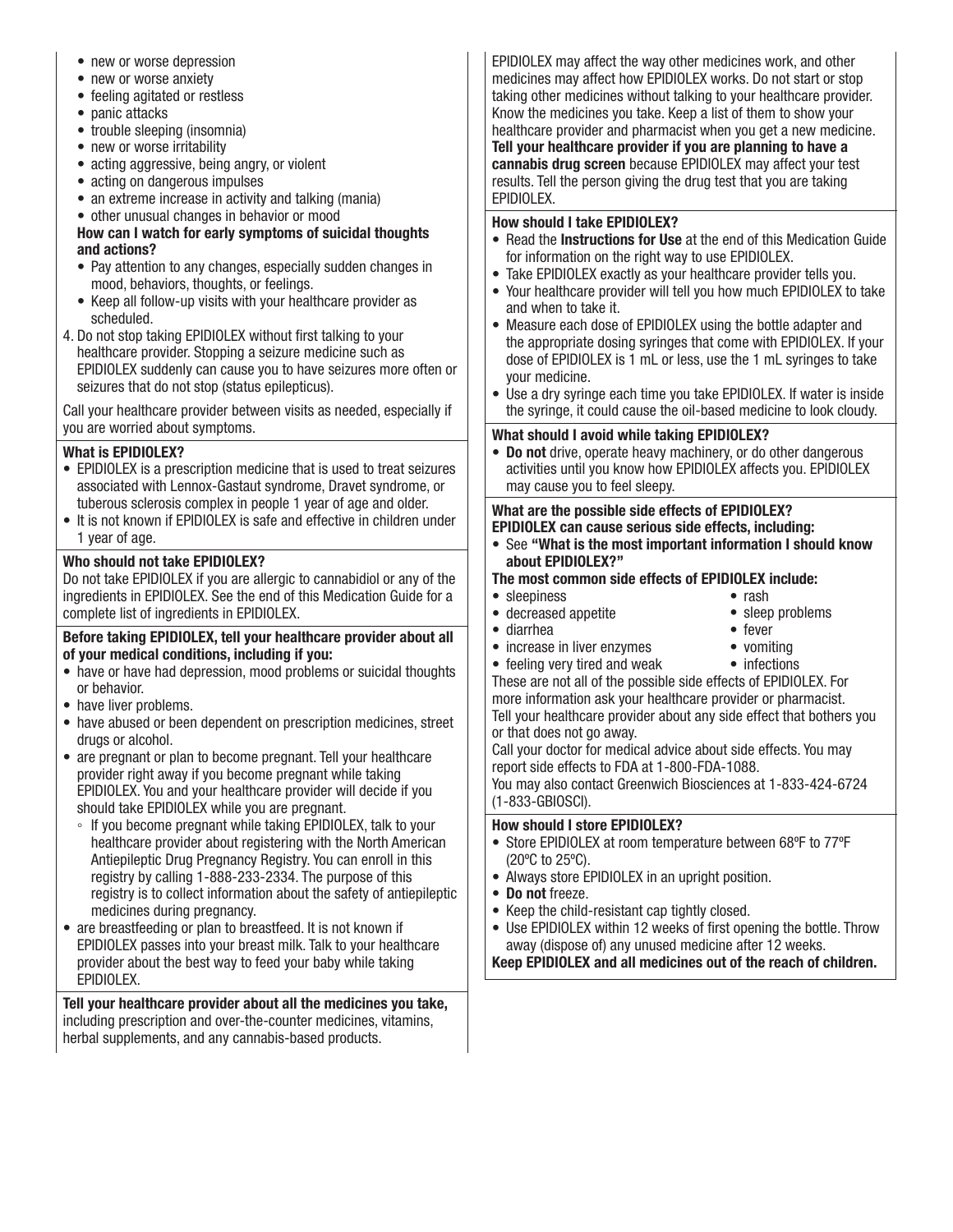- new or worse depression
- new or worse anxiety
- feeling agitated or restless
- panic attacks
- trouble sleeping (insomnia)
- new or worse irritability
- acting aggressive, being angry, or violent
- acting on dangerous impulses
- an extreme increase in activity and talking (mania)
- other unusual changes in behavior or mood

**How can I watch for early symptoms of suicidal thoughts and actions?**

- Pay attention to any changes, especially sudden changes in mood, behaviors, thoughts, or feelings.
- Keep all follow-up visits with your healthcare provider as scheduled.

4. Do not stop taking EPIDIOLEX without first talking to your healthcare provider. Stopping a seizure medicine such as EPIDIOLEX suddenly can cause you to have seizures more often or seizures that do not stop (status epilepticus).

Call your healthcare provider between visits as needed, especially if you are worried about symptoms.

**What is EPIDIOLEX?**

- EPIDIOLEX is a prescription medicine that is used to treat seizures associated with Lennox-Gastaut syndrome, Dravet syndrome, or tuberous sclerosis complex in people 1 year of age and older.
- It is not known if EPIDIOLEX is safe and effective in children under 1 year of age.

**Who should not take EPIDIOLEX?**

Do not take EPIDIOLEX if you are allergic to cannabidiol or any of the ingredients in EPIDIOLEX. See the end of this Medication Guide for a complete list of ingredients in EPIDIOLEX.

**Before taking EPIDIOLEX, tell your healthcare provider about all of your medical conditions, including if you:**

- have or have had depression, mood problems or suicidal thoughts or behavior.
- have liver problems.
- have abused or been dependent on prescription medicines, street drugs or alcohol.
- are pregnant or plan to become pregnant. Tell your healthcare provider right away if you become pregnant while taking EPIDIOLEX. You and your healthcare provider will decide if you should take EPIDIOLEX while you are pregnant.
  - If you become pregnant while taking EPIDIOLEX, talk to your healthcare provider about registering with the North American Antiepileptic Drug Pregnancy Registry. You can enroll in this registry by calling 1-888-233-2334. The purpose of this registry is to collect information about the safety of antiepileptic medicines during pregnancy.
- are breastfeeding or plan to breastfeed. It is not known if EPIDIOLEX passes into your breast milk. Talk to your healthcare provider about the best way to feed your baby while taking EPIDIOLEX.

**Tell your healthcare provider about all the medicines you take,** including prescription and over-the-counter medicines, vitamins, herbal supplements, and any cannabis-based products.

EPIDIOLEX may affect the way other medicines work, and other medicines may affect how EPIDIOLEX works. Do not start or stop taking other medicines without talking to your healthcare provider. Know the medicines you take. Keep a list of them to show your healthcare provider and pharmacist when you get a new medicine. **Tell your healthcare provider if you are planning to have a cannabis drug screen** because EPIDIOLEX may affect your test results. Tell the person giving the drug test that you are taking EPIDIOLEX.

**How should I take EPIDIOLEX?**

- Read the **Instructions for Use** at the end of this Medication Guide for information on the right way to use EPIDIOLEX.
- Take EPIDIOLEX exactly as your healthcare provider tells you.
- Your healthcare provider will tell you how much EPIDIOLEX to take and when to take it.
- Measure each dose of EPIDIOLEX using the bottle adapter and the appropriate dosing syringes that come with EPIDIOLEX. If your dose of EPIDIOLEX is 1 mL or less, use the 1 mL syringes to take your medicine.
- Use a dry syringe each time you take EPIDIOLEX. If water is inside the syringe, it could cause the oil-based medicine to look cloudy.

**What should I avoid while taking EPIDIOLEX?**

- **Do not** drive, operate heavy machinery, or do other dangerous activities until you know how EPIDIOLEX affects you. EPIDIOLEX may cause you to feel sleepy.

**What are the possible side effects of EPIDIOLEX?**

**EPIDIOLEX can cause serious side effects, including:**

- See **"What is the most important information I should know about EPIDIOLEX?"**

**The most common side effects of EPIDIOLEX include:**

- sleepiness
- decreased appetite
- diarrhea
- increase in liver enzymes
- feeling very tired and weak
- rash
- sleep problems
- fever
- vomiting
- infections

These are not all of the possible side effects of EPIDIOLEX. For more information ask your healthcare provider or pharmacist.

Tell your healthcare provider about any side effect that bothers you or that does not go away.

Call your doctor for medical advice about side effects. You may report side effects to FDA at 1-800-FDA-1088.

You may also contact Greenwich Biosciences at 1-833-424-6724 (1-833-GBIOSCI).

**How should I store EPIDIOLEX?**

- Store EPIDIOLEX at room temperature between 68ºF to 77ºF (20ºC to 25ºC).
- Always store EPIDIOLEX in an upright position.
- **Do not** freeze.
- Keep the child-resistant cap tightly closed.
- Use EPIDIOLEX within 12 weeks of first opening the bottle. Throw away (dispose of) any unused medicine after 12 weeks.

**Keep EPIDIOLEX and all medicines out of the reach of children.**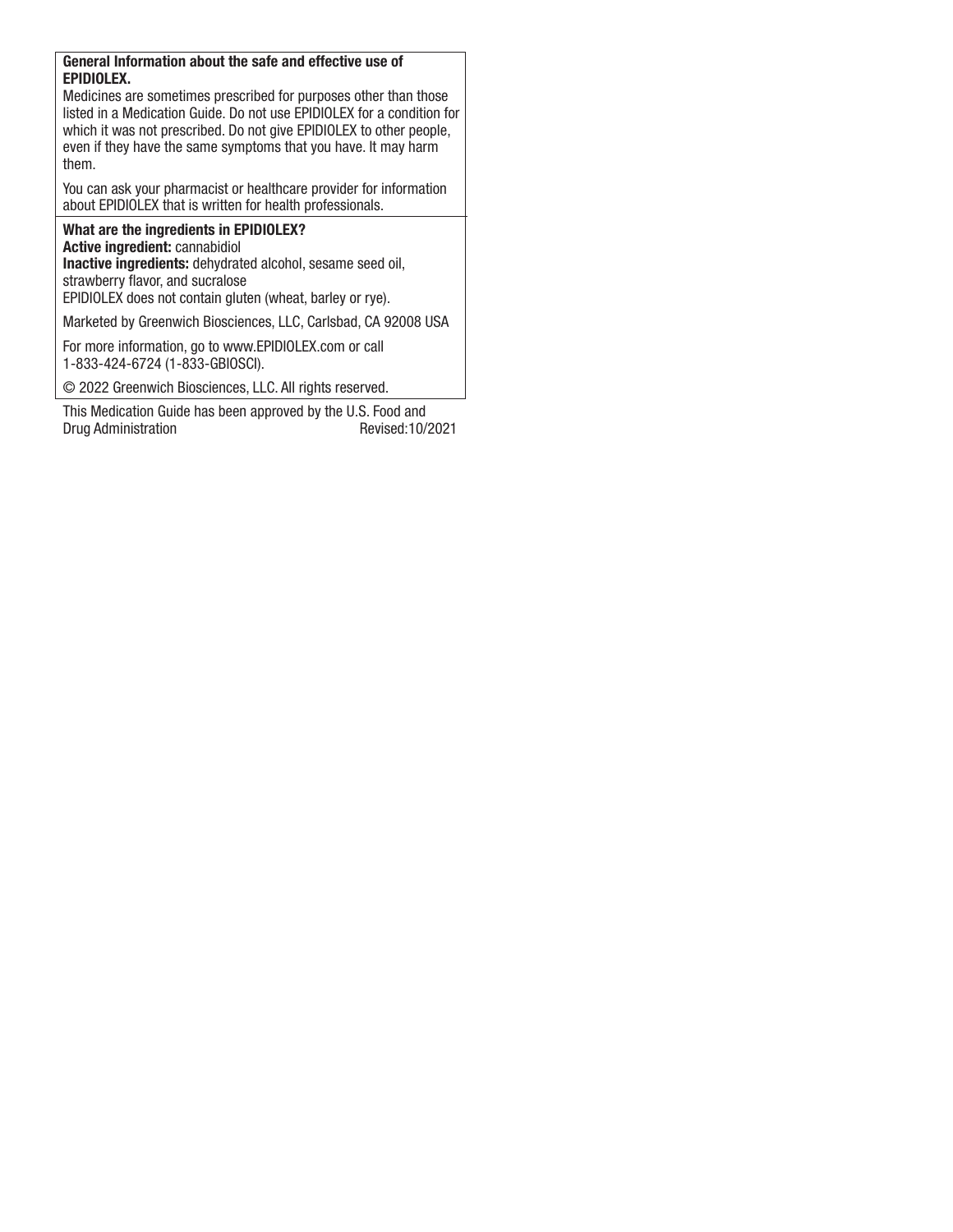**General Information about the safe and effective use of EPIDIOLEX.**

Medicines are sometimes prescribed for purposes other than those listed in a Medication Guide. Do not use EPIDIOLEX for a condition for which it was not prescribed. Do not give EPIDIOLEX to other people, even if they have the same symptoms that you have. It may harm them.

You can ask your pharmacist or healthcare provider for information about EPIDIOLEX that is written for health professionals.

**What are the ingredients in EPIDIOLEX?**

**Active ingredient:** cannabidiol

**Inactive ingredients:** dehydrated alcohol, sesame seed oil, strawberry flavor, and sucralose

EPIDIOLEX does not contain gluten (wheat, barley or rye).

Marketed by Greenwich Biosciences, LLC, Carlsbad, CA 92008 USA

For more information, go to www.EPIDIOLEX.com or call 1-833-424-6724 (1-833-GBIOSCI).

© 2022 Greenwich Biosciences, LLC. All rights reserved.

This Medication Guide has been approved by the U.S. Food and Drug Administration Revised:10/2021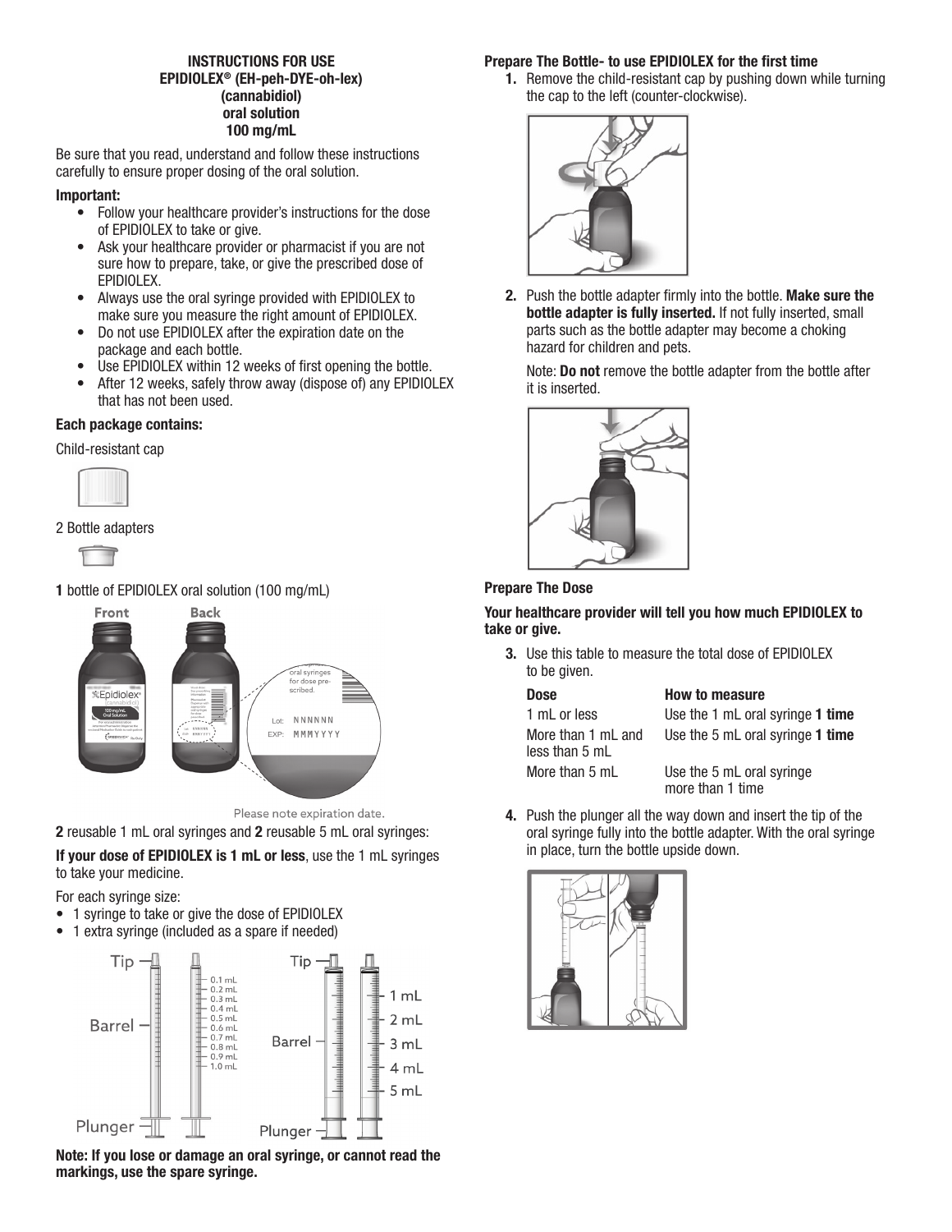**INSTRUCTIONS FOR USE**
**EPIDIOLEX® (EH-peh-DYE-oh-lex)**
**(cannabidiol)**
**oral solution**
**100 mg/mL**

Be sure that you read, understand and follow these instructions carefully to ensure proper dosing of the oral solution.

**Important:**

- Follow your healthcare provider's instructions for the dose of EPIDIOLEX to take or give.
- Ask your healthcare provider or pharmacist if you are not sure how to prepare, take, or give the prescribed dose of EPIDIOLEX.
- Always use the oral syringe provided with EPIDIOLEX to make sure you measure the right amount of EPIDIOLEX.
- Do not use EPIDIOLEX after the expiration date on the package and each bottle.
- Use EPIDIOLEX within 12 weeks of first opening the bottle.
- After 12 weeks, safely throw away (dispose of) any EPIDIOLEX that has not been used.

**Each package contains:**

Child-resistant cap

2 Bottle adapters

**1** bottle of EPIDIOLEX oral solution (100 mg/mL)

Front Back

Lot: NNNNNN
EXP: MMMYYYY

Please note expiration date.

**2** reusable 1 mL oral syringes and **2** reusable 5 mL oral syringes:

**If your dose of EPIDIOLEX is 1 mL or less**, use the 1 mL syringes to take your medicine.

For each syringe size:

- 1 syringe to take or give the dose of EPIDIOLEX
- 1 extra syringe (included as a spare if needed)

Tip, Barrel, Plunger — 0.1 mL, 0.2 mL, 0.3 mL, 0.4 mL, 0.5 mL, 0.6 mL, 0.7 mL, 0.8 mL, 0.9 mL, 1.0 mL

Tip, Barrel, Plunger — 1 mL, 2 mL, 3 mL, 4 mL, 5 mL

**Note: If you lose or damage an oral syringe, or cannot read the markings, use the spare syringe.**

**Prepare The Bottle- to use EPIDIOLEX for the first time**

1. Remove the child-resistant cap by pushing down while turning the cap to the left (counter-clockwise).

2. Push the bottle adapter firmly into the bottle. **Make sure the bottle adapter is fully inserted.** If not fully inserted, small parts such as the bottle adapter may become a choking hazard for children and pets.

   Note: **Do not** remove the bottle adapter from the bottle after it is inserted.

**Prepare The Dose**

**Your healthcare provider will tell you how much EPIDIOLEX to take or give.**

3. Use this table to measure the total dose of EPIDIOLEX to be given.

| Dose | How to measure |
|---|---|
| 1 mL or less | Use the 1 mL oral syringe **1 time** |
| More than 1 mL and less than 5 mL | Use the 5 mL oral syringe **1 time** |
| More than 5 mL | Use the 5 mL oral syringe more than 1 time |

4. Push the plunger all the way down and insert the tip of the oral syringe fully into the bottle adapter. With the oral syringe in place, turn the bottle upside down.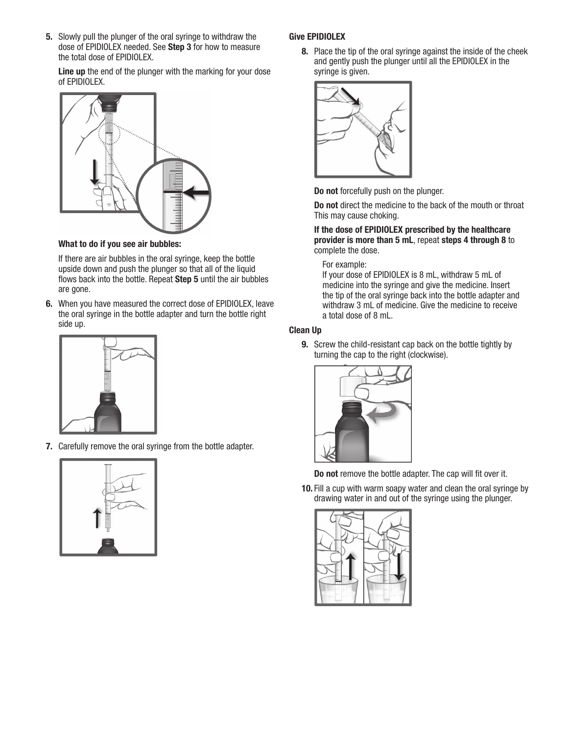5. Slowly pull the plunger of the oral syringe to withdraw the dose of EPIDIOLEX needed. See **Step 3** for how to measure the total dose of EPIDIOLEX.

   **Line up** the end of the plunger with the marking for your dose of EPIDIOLEX.

   **What to do if you see air bubbles:**

   If there are air bubbles in the oral syringe, keep the bottle upside down and push the plunger so that all of the liquid flows back into the bottle. Repeat **Step 5** until the air bubbles are gone.

6. When you have measured the correct dose of EPIDIOLEX, leave the oral syringe in the bottle adapter and turn the bottle right side up.

7. Carefully remove the oral syringe from the bottle adapter.

**Give EPIDIOLEX**

8. Place the tip of the oral syringe against the inside of the cheek and gently push the plunger until all the EPIDIOLEX in the syringe is given.

   **Do not** forcefully push on the plunger.

   **Do not** direct the medicine to the back of the mouth or throat This may cause choking.

   **If the dose of EPIDIOLEX prescribed by the healthcare provider is more than 5 mL**, repeat **steps 4 through 8** to complete the dose.

   For example:
   If your dose of EPIDIOLEX is 8 mL, withdraw 5 mL of medicine into the syringe and give the medicine. Insert the tip of the oral syringe back into the bottle adapter and withdraw 3 mL of medicine. Give the medicine to receive a total dose of 8 mL.

**Clean Up**

9. Screw the child-resistant cap back on the bottle tightly by turning the cap to the right (clockwise).

   **Do not** remove the bottle adapter. The cap will fit over it.

10. Fill a cup with warm soapy water and clean the oral syringe by drawing water in and out of the syringe using the plunger.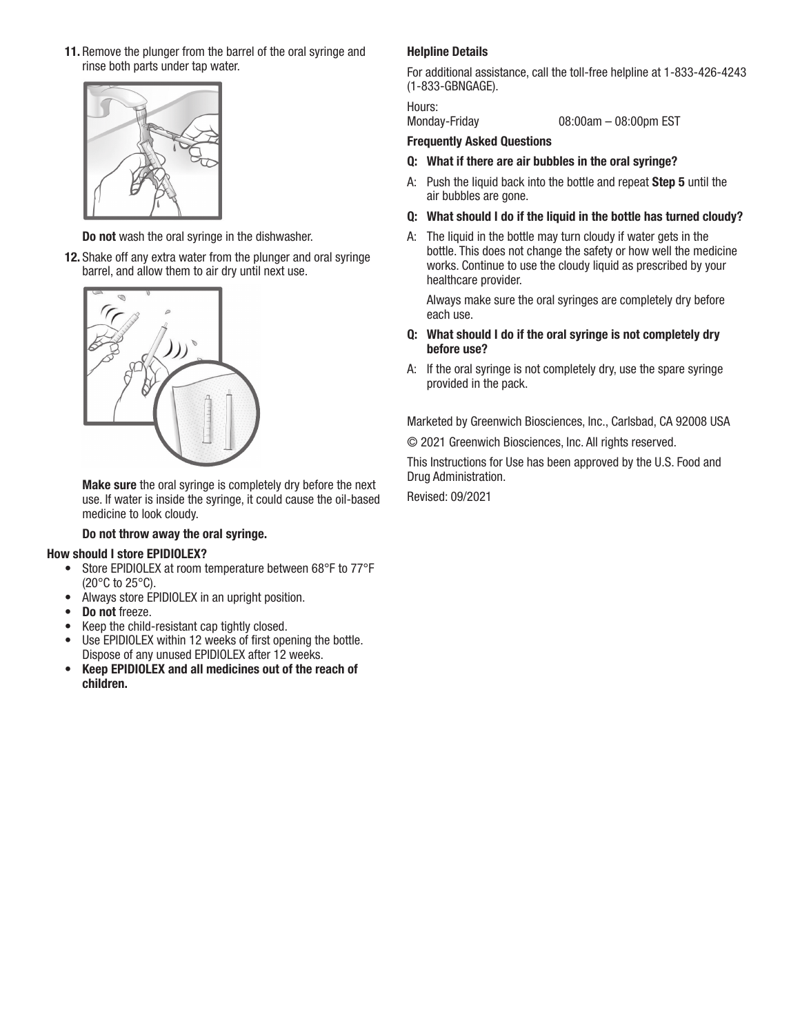11. Remove the plunger from the barrel of the oral syringe and rinse both parts under tap water.

    **Do not** wash the oral syringe in the dishwasher.

12. Shake off any extra water from the plunger and oral syringe barrel, and allow them to air dry until next use.

    **Make sure** the oral syringe is completely dry before the next use. If water is inside the syringe, it could cause the oil-based medicine to look cloudy.

    **Do not throw away the oral syringe.**

**How should I store EPIDIOLEX?**

- Store EPIDIOLEX at room temperature between 68°F to 77°F (20°C to 25°C).
- Always store EPIDIOLEX in an upright position.
- **Do not** freeze.
- Keep the child-resistant cap tightly closed.
- Use EPIDIOLEX within 12 weeks of first opening the bottle. Dispose of any unused EPIDIOLEX after 12 weeks.
- **Keep EPIDIOLEX and all medicines out of the reach of children.**

**Helpline Details**

For additional assistance, call the toll-free helpline at 1-833-426-4243 (1-833-GBNGAGE).

Hours:
Monday-Friday 08:00am – 08:00pm EST

**Frequently Asked Questions**

**Q: What if there are air bubbles in the oral syringe?**

A: Push the liquid back into the bottle and repeat **Step 5** until the air bubbles are gone.

**Q: What should I do if the liquid in the bottle has turned cloudy?**

A: The liquid in the bottle may turn cloudy if water gets in the bottle. This does not change the safety or how well the medicine works. Continue to use the cloudy liquid as prescribed by your healthcare provider.

Always make sure the oral syringes are completely dry before each use.

**Q: What should I do if the oral syringe is not completely dry before use?**

A: If the oral syringe is not completely dry, use the spare syringe provided in the pack.

Marketed by Greenwich Biosciences, Inc., Carlsbad, CA 92008 USA

© 2021 Greenwich Biosciences, Inc. All rights reserved.

This Instructions for Use has been approved by the U.S. Food and Drug Administration.

Revised: 09/2021